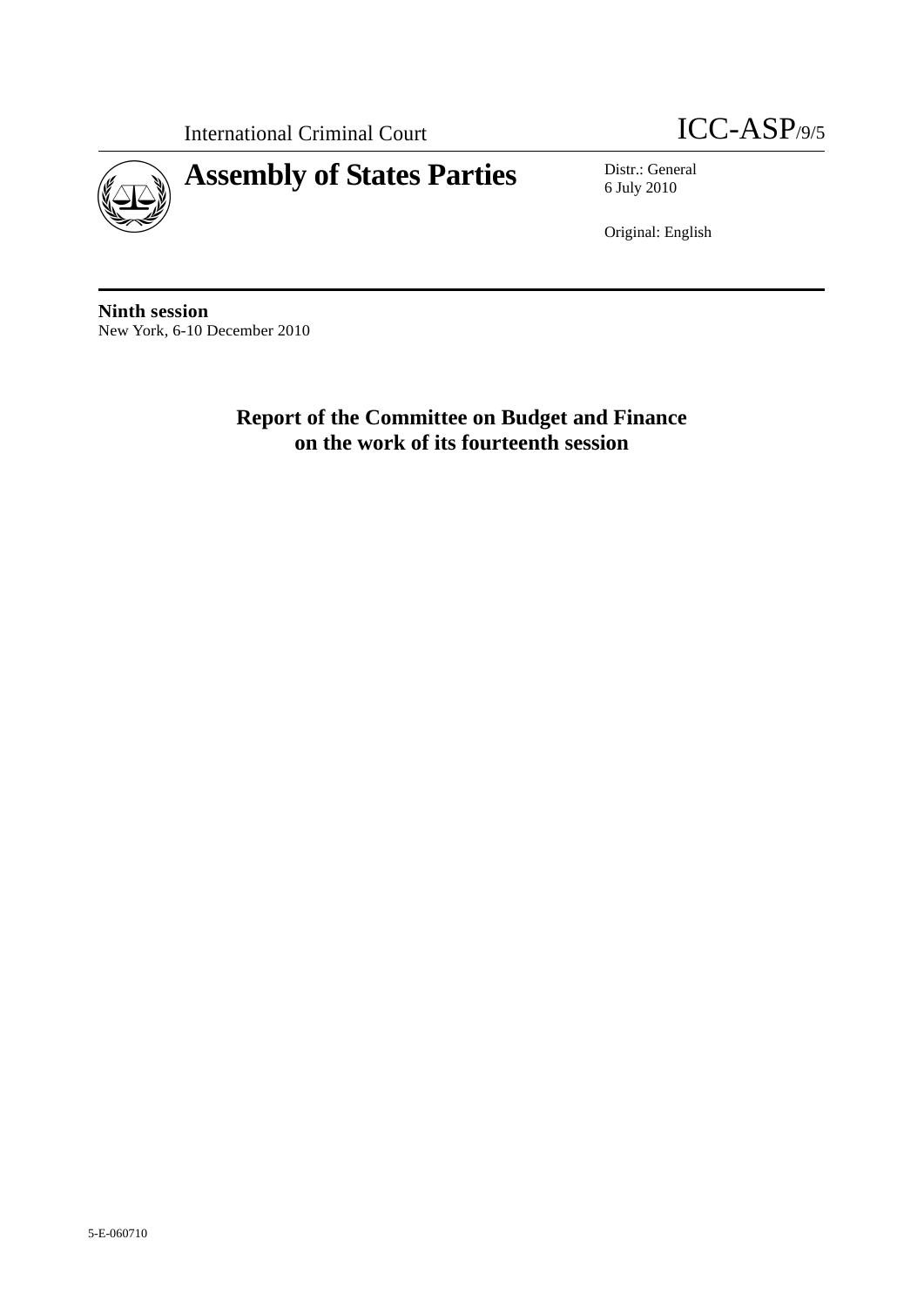International Criminal Court

ICC-ASP/9/5

# Assembly of States Parties

Distr.: General
6 July 2010

Original: English

**Ninth session**
New York, 6-10 December 2010

## Report of the Committee on Budget and Finance on the work of its fourteenth session

5-E-060710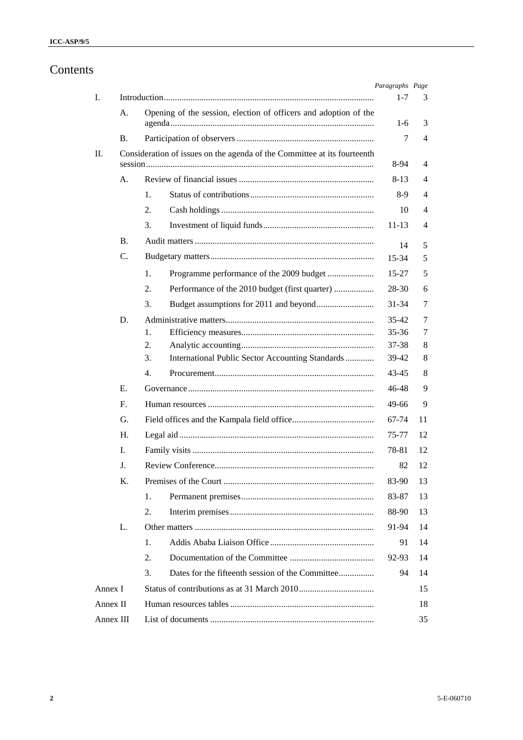# Contents

| | | | | Paragraphs | Page |
|---|---|---|---|---|---|
| I. | Introduction | | | 1-7 | 3 |
| | A. | Opening of the session, election of officers and adoption of the agenda | | 1-6 | 3 |
| | B. | Participation of observers | | 7 | 4 |
| II. | Consideration of issues on the agenda of the Committee at its fourteenth session | | | 8-94 | 4 |
| | A. | Review of financial issues | | 8-13 | 4 |
| | | 1. | Status of contributions | 8-9 | 4 |
| | | 2. | Cash holdings | 10 | 4 |
| | | 3. | Investment of liquid funds | 11-13 | 4 |
| | B. | Audit matters | | 14 | 5 |
| | C. | Budgetary matters | | 15-34 | 5 |
| | | 1. | Programme performance of the 2009 budget | 15-27 | 5 |
| | | 2. | Performance of the 2010 budget (first quarter) | 28-30 | 6 |
| | | 3. | Budget assumptions for 2011 and beyond | 31-34 | 7 |
| | D. | Administrative matters | | 35-42 | 7 |
| | | 1. | Efficiency measures | 35-36 | 7 |
| | | 2. | Analytic accounting | 37-38 | 8 |
| | | 3. | International Public Sector Accounting Standards | 39-42 | 8 |
| | | 4. | Procurement | 43-45 | 8 |
| | E. | Governance | | 46-48 | 9 |
| | F. | Human resources | | 49-66 | 9 |
| | G. | Field offices and the Kampala field office | | 67-74 | 11 |
| | H. | Legal aid | | 75-77 | 12 |
| | I. | Family visits | | 78-81 | 12 |
| | J. | Review Conference | | 82 | 12 |
| | K. | Premises of the Court | | 83-90 | 13 |
| | | 1. | Permanent premises | 83-87 | 13 |
| | | 2. | Interim premises | 88-90 | 13 |
| | L. | Other matters | | 91-94 | 14 |
| | | 1. | Addis Ababa Liaison Office | 91 | 14 |
| | | 2. | Documentation of the Committee | 92-93 | 14 |
| | | 3. | Dates for the fifteenth session of the Committee | 94 | 14 |
| Annex I | Status of contributions as at 31 March 2010 | | | | 15 |
| Annex II | Human resources tables | | | | 18 |
| Annex III | List of documents | | | | 35 |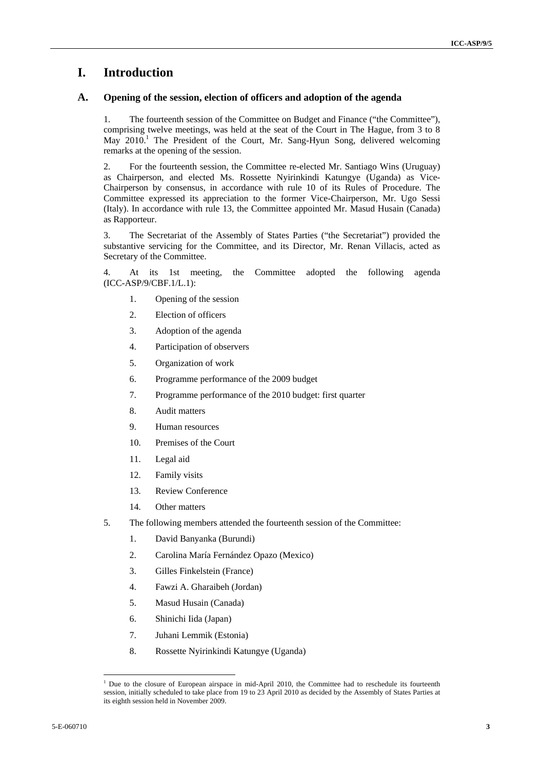# I. Introduction

## A. Opening of the session, election of officers and adoption of the agenda

1. The fourteenth session of the Committee on Budget and Finance ("the Committee"), comprising twelve meetings, was held at the seat of the Court in The Hague, from 3 to 8 May 2010.[1] The President of the Court, Mr. Sang-Hyun Song, delivered welcoming remarks at the opening of the session.

2. For the fourteenth session, the Committee re-elected Mr. Santiago Wins (Uruguay) as Chairperson, and elected Ms. Rossette Nyirinkindi Katungye (Uganda) as Vice-Chairperson by consensus, in accordance with rule 10 of its Rules of Procedure. The Committee expressed its appreciation to the former Vice-Chairperson, Mr. Ugo Sessi (Italy). In accordance with rule 13, the Committee appointed Mr. Masud Husain (Canada) as Rapporteur.

3. The Secretariat of the Assembly of States Parties ("the Secretariat") provided the substantive servicing for the Committee, and its Director, Mr. Renan Villacis, acted as Secretary of the Committee.

4. At its 1st meeting, the Committee adopted the following agenda (ICC-ASP/9/CBF.1/L.1):

1. Opening of the session
2. Election of officers
3. Adoption of the agenda
4. Participation of observers
5. Organization of work
6. Programme performance of the 2009 budget
7. Programme performance of the 2010 budget: first quarter
8. Audit matters
9. Human resources
10. Premises of the Court
11. Legal aid
12. Family visits
13. Review Conference
14. Other matters

5. The following members attended the fourteenth session of the Committee:

1. David Banyanka (Burundi)
2. Carolina María Fernández Opazo (Mexico)
3. Gilles Finkelstein (France)
4. Fawzi A. Gharaibeh (Jordan)
5. Masud Husain (Canada)
6. Shinichi Iida (Japan)
7. Juhani Lemmik (Estonia)
8. Rossette Nyirinkindi Katungye (Uganda)

---

[1] Due to the closure of European airspace in mid-April 2010, the Committee had to reschedule its fourteenth session, initially scheduled to take place from 19 to 23 April 2010 as decided by the Assembly of States Parties at its eighth session held in November 2009.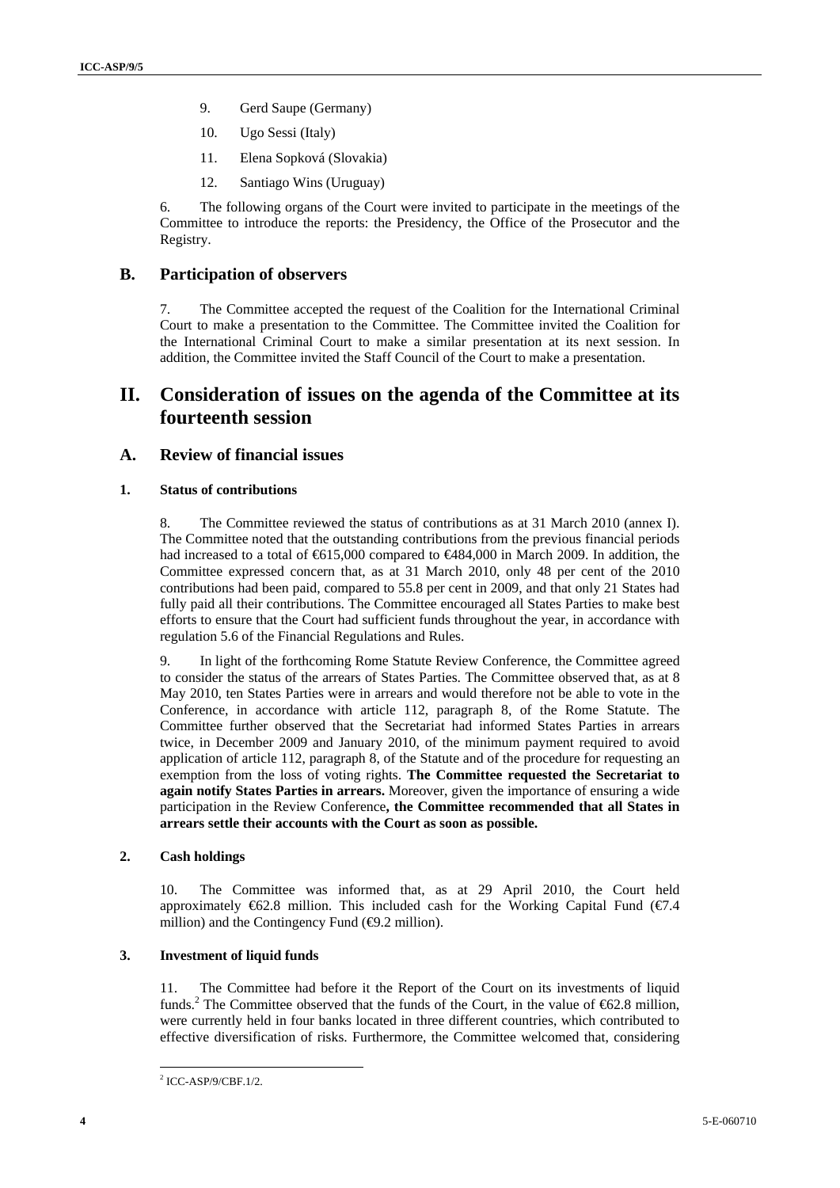9. Gerd Saupe (Germany)

10. Ugo Sessi (Italy)

11. Elena Sopková (Slovakia)

12. Santiago Wins (Uruguay)

6. The following organs of the Court were invited to participate in the meetings of the Committee to introduce the reports: the Presidency, the Office of the Prosecutor and the Registry.

## B. Participation of observers

7. The Committee accepted the request of the Coalition for the International Criminal Court to make a presentation to the Committee. The Committee invited the Coalition for the International Criminal Court to make a similar presentation at its next session. In addition, the Committee invited the Staff Council of the Court to make a presentation.

# II. Consideration of issues on the agenda of the Committee at its fourteenth session

## A. Review of financial issues

### 1. Status of contributions

8. The Committee reviewed the status of contributions as at 31 March 2010 (annex I). The Committee noted that the outstanding contributions from the previous financial periods had increased to a total of €615,000 compared to €484,000 in March 2009. In addition, the Committee expressed concern that, as at 31 March 2010, only 48 per cent of the 2010 contributions had been paid, compared to 55.8 per cent in 2009, and that only 21 States had fully paid all their contributions. The Committee encouraged all States Parties to make best efforts to ensure that the Court had sufficient funds throughout the year, in accordance with regulation 5.6 of the Financial Regulations and Rules.

9. In light of the forthcoming Rome Statute Review Conference, the Committee agreed to consider the status of the arrears of States Parties. The Committee observed that, as at 8 May 2010, ten States Parties were in arrears and would therefore not be able to vote in the Conference, in accordance with article 112, paragraph 8, of the Rome Statute. The Committee further observed that the Secretariat had informed States Parties in arrears twice, in December 2009 and January 2010, of the minimum payment required to avoid application of article 112, paragraph 8, of the Statute and of the procedure for requesting an exemption from the loss of voting rights. **The Committee requested the Secretariat to again notify States Parties in arrears.** Moreover, given the importance of ensuring a wide participation in the Review Conference**, the Committee recommended that all States in arrears settle their accounts with the Court as soon as possible.**

### 2. Cash holdings

10. The Committee was informed that, as at 29 April 2010, the Court held approximately €62.8 million. This included cash for the Working Capital Fund (€7.4 million) and the Contingency Fund (€9.2 million).

### 3. Investment of liquid funds

11. The Committee had before it the Report of the Court on its investments of liquid funds.[2] The Committee observed that the funds of the Court, in the value of €62.8 million, were currently held in four banks located in three different countries, which contributed to effective diversification of risks. Furthermore, the Committee welcomed that, considering

[2] ICC-ASP/9/CBF.1/2.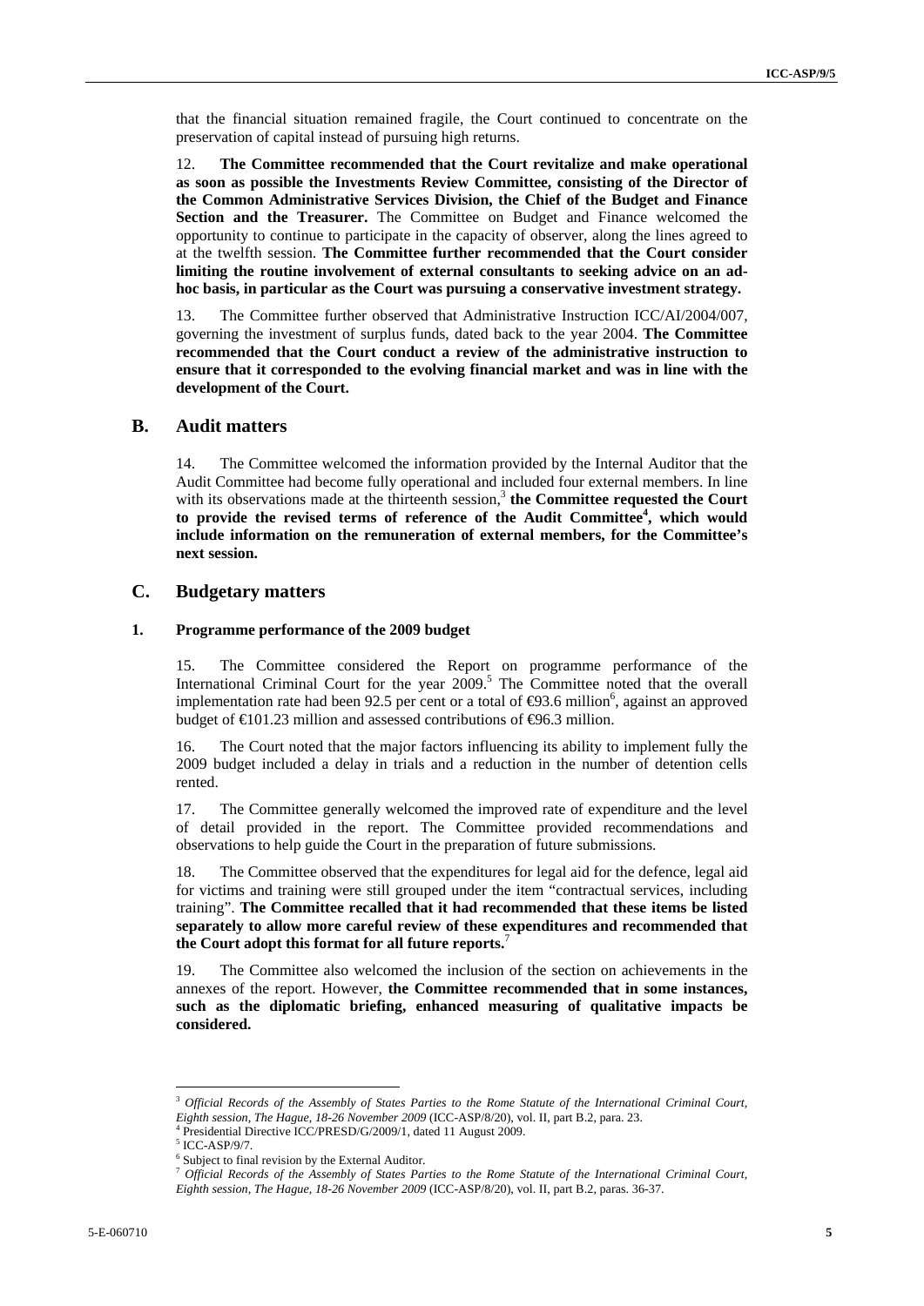that the financial situation remained fragile, the Court continued to concentrate on the preservation of capital instead of pursuing high returns.

12. **The Committee recommended that the Court revitalize and make operational as soon as possible the Investments Review Committee, consisting of the Director of the Common Administrative Services Division, the Chief of the Budget and Finance Section and the Treasurer.** The Committee on Budget and Finance welcomed the opportunity to continue to participate in the capacity of observer, along the lines agreed to at the twelfth session. **The Committee further recommended that the Court consider limiting the routine involvement of external consultants to seeking advice on an ad-hoc basis, in particular as the Court was pursuing a conservative investment strategy.**

13. The Committee further observed that Administrative Instruction ICC/AI/2004/007, governing the investment of surplus funds, dated back to the year 2004. **The Committee recommended that the Court conduct a review of the administrative instruction to ensure that it corresponded to the evolving financial market and was in line with the development of the Court.**

## B. Audit matters

14. The Committee welcomed the information provided by the Internal Auditor that the Audit Committee had become fully operational and included four external members. In line with its observations made at the thirteenth session,[3] **the Committee requested the Court to provide the revised terms of reference of the Audit Committee[4], which would include information on the remuneration of external members, for the Committee's next session.**

## C. Budgetary matters

### 1. Programme performance of the 2009 budget

15. The Committee considered the Report on programme performance of the International Criminal Court for the year 2009.[5] The Committee noted that the overall implementation rate had been 92.5 per cent or a total of €93.6 million[6], against an approved budget of €101.23 million and assessed contributions of €96.3 million.

16. The Court noted that the major factors influencing its ability to implement fully the 2009 budget included a delay in trials and a reduction in the number of detention cells rented.

17. The Committee generally welcomed the improved rate of expenditure and the level of detail provided in the report. The Committee provided recommendations and observations to help guide the Court in the preparation of future submissions.

18. The Committee observed that the expenditures for legal aid for the defence, legal aid for victims and training were still grouped under the item "contractual services, including training". **The Committee recalled that it had recommended that these items be listed separately to allow more careful review of these expenditures and recommended that the Court adopt this format for all future reports.**[7]

19. The Committee also welcomed the inclusion of the section on achievements in the annexes of the report. However, **the Committee recommended that in some instances, such as the diplomatic briefing, enhanced measuring of qualitative impacts be considered.**

---

[3] *Official Records of the Assembly of States Parties to the Rome Statute of the International Criminal Court, Eighth session, The Hague, 18-26 November 2009* (ICC-ASP/8/20), vol. II, part B.2, para. 23.

[4] Presidential Directive ICC/PRESD/G/2009/1, dated 11 August 2009.

[5] ICC-ASP/9/7.

[6] Subject to final revision by the External Auditor.

[7] *Official Records of the Assembly of States Parties to the Rome Statute of the International Criminal Court, Eighth session, The Hague, 18-26 November 2009* (ICC-ASP/8/20), vol. II, part B.2, paras. 36-37.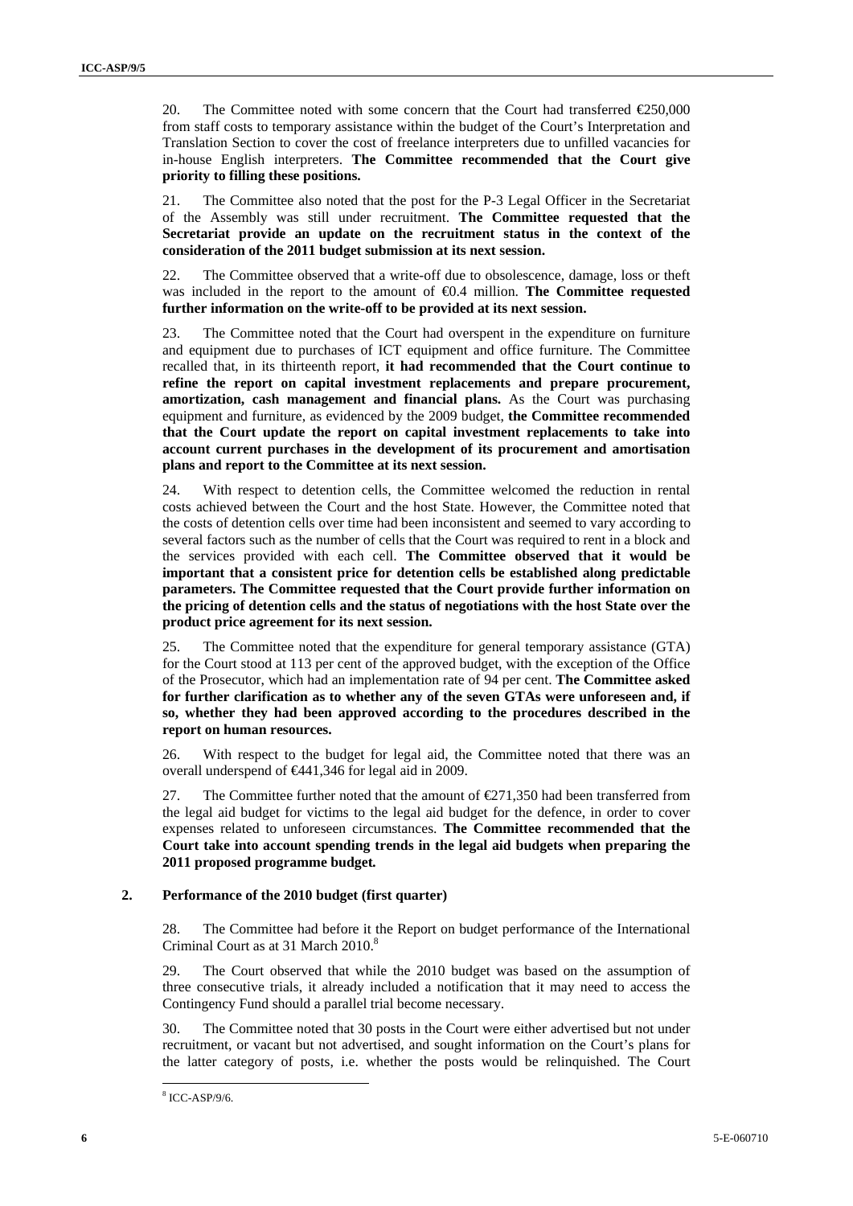20. The Committee noted with some concern that the Court had transferred €250,000 from staff costs to temporary assistance within the budget of the Court's Interpretation and Translation Section to cover the cost of freelance interpreters due to unfilled vacancies for in-house English interpreters. **The Committee recommended that the Court give priority to filling these positions.**

21. The Committee also noted that the post for the P-3 Legal Officer in the Secretariat of the Assembly was still under recruitment. **The Committee requested that the Secretariat provide an update on the recruitment status in the context of the consideration of the 2011 budget submission at its next session.**

22. The Committee observed that a write-off due to obsolescence, damage, loss or theft was included in the report to the amount of €0.4 million. **The Committee requested further information on the write-off to be provided at its next session.**

23. The Committee noted that the Court had overspent in the expenditure on furniture and equipment due to purchases of ICT equipment and office furniture. The Committee recalled that, in its thirteenth report, **it had recommended that the Court continue to refine the report on capital investment replacements and prepare procurement, amortization, cash management and financial plans.** As the Court was purchasing equipment and furniture, as evidenced by the 2009 budget, **the Committee recommended that the Court update the report on capital investment replacements to take into account current purchases in the development of its procurement and amortisation plans and report to the Committee at its next session.**

24. With respect to detention cells, the Committee welcomed the reduction in rental costs achieved between the Court and the host State. However, the Committee noted that the costs of detention cells over time had been inconsistent and seemed to vary according to several factors such as the number of cells that the Court was required to rent in a block and the services provided with each cell. **The Committee observed that it would be important that a consistent price for detention cells be established along predictable parameters. The Committee requested that the Court provide further information on the pricing of detention cells and the status of negotiations with the host State over the product price agreement for its next session.**

25. The Committee noted that the expenditure for general temporary assistance (GTA) for the Court stood at 113 per cent of the approved budget, with the exception of the Office of the Prosecutor, which had an implementation rate of 94 per cent. **The Committee asked for further clarification as to whether any of the seven GTAs were unforeseen and, if so, whether they had been approved according to the procedures described in the report on human resources.**

26. With respect to the budget for legal aid, the Committee noted that there was an overall underspend of €441,346 for legal aid in 2009.

27. The Committee further noted that the amount of €271,350 had been transferred from the legal aid budget for victims to the legal aid budget for the defence, in order to cover expenses related to unforeseen circumstances. **The Committee recommended that the Court take into account spending trends in the legal aid budgets when preparing the 2011 proposed programme budget.**

### 2. Performance of the 2010 budget (first quarter)

28. The Committee had before it the Report on budget performance of the International Criminal Court as at 31 March 2010.[8]

29. The Court observed that while the 2010 budget was based on the assumption of three consecutive trials, it already included a notification that it may need to access the Contingency Fund should a parallel trial become necessary.

30. The Committee noted that 30 posts in the Court were either advertised but not under recruitment, or vacant but not advertised, and sought information on the Court's plans for the latter category of posts, i.e. whether the posts would be relinquished. The Court

[8] ICC-ASP/9/6.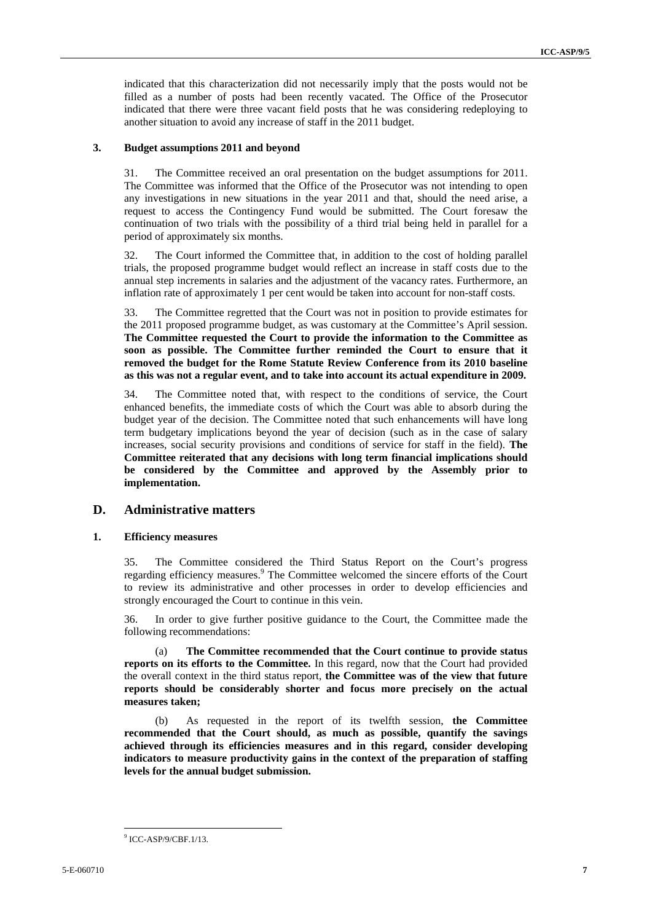indicated that this characterization did not necessarily imply that the posts would not be filled as a number of posts had been recently vacated. The Office of the Prosecutor indicated that there were three vacant field posts that he was considering redeploying to another situation to avoid any increase of staff in the 2011 budget.

### 3. Budget assumptions 2011 and beyond

31. The Committee received an oral presentation on the budget assumptions for 2011. The Committee was informed that the Office of the Prosecutor was not intending to open any investigations in new situations in the year 2011 and that, should the need arise, a request to access the Contingency Fund would be submitted. The Court foresaw the continuation of two trials with the possibility of a third trial being held in parallel for a period of approximately six months.

32. The Court informed the Committee that, in addition to the cost of holding parallel trials, the proposed programme budget would reflect an increase in staff costs due to the annual step increments in salaries and the adjustment of the vacancy rates. Furthermore, an inflation rate of approximately 1 per cent would be taken into account for non-staff costs.

33. The Committee regretted that the Court was not in position to provide estimates for the 2011 proposed programme budget, as was customary at the Committee's April session. **The Committee requested the Court to provide the information to the Committee as soon as possible. The Committee further reminded the Court to ensure that it removed the budget for the Rome Statute Review Conference from its 2010 baseline as this was not a regular event, and to take into account its actual expenditure in 2009.**

34. The Committee noted that, with respect to the conditions of service, the Court enhanced benefits, the immediate costs of which the Court was able to absorb during the budget year of the decision. The Committee noted that such enhancements will have long term budgetary implications beyond the year of decision (such as in the case of salary increases, social security provisions and conditions of service for staff in the field). **The Committee reiterated that any decisions with long term financial implications should be considered by the Committee and approved by the Assembly prior to implementation.**

## D. Administrative matters

### 1. Efficiency measures

35. The Committee considered the Third Status Report on the Court's progress regarding efficiency measures.[9] The Committee welcomed the sincere efforts of the Court to review its administrative and other processes in order to develop efficiencies and strongly encouraged the Court to continue in this vein.

36. In order to give further positive guidance to the Court, the Committee made the following recommendations:

(a) **The Committee recommended that the Court continue to provide status reports on its efforts to the Committee.** In this regard, now that the Court had provided the overall context in the third status report, **the Committee was of the view that future reports should be considerably shorter and focus more precisely on the actual measures taken;**

(b) As requested in the report of its twelfth session, **the Committee recommended that the Court should, as much as possible, quantify the savings achieved through its efficiencies measures and in this regard, consider developing indicators to measure productivity gains in the context of the preparation of staffing levels for the annual budget submission.**

---

[9] ICC-ASP/9/CBF.1/13.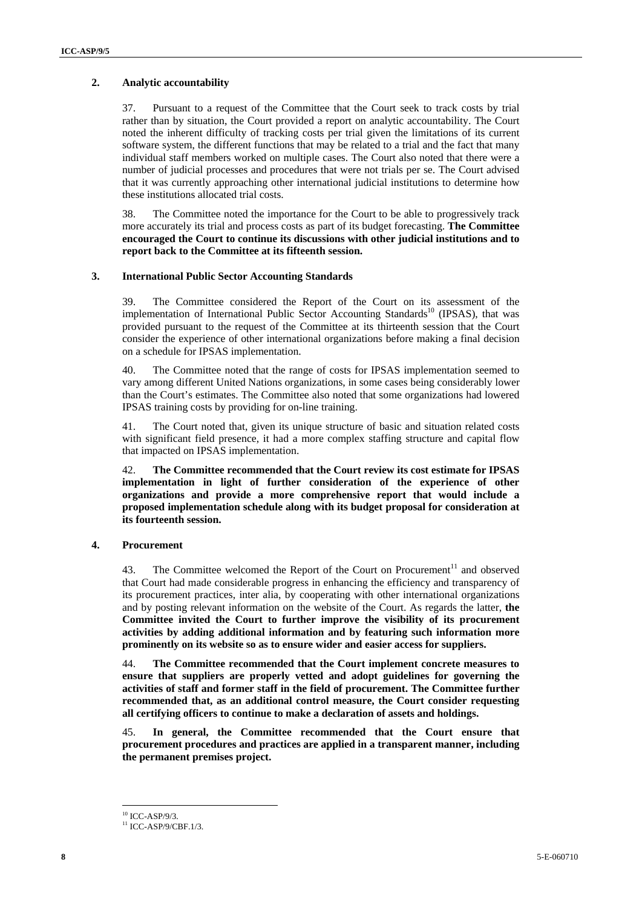## 2. Analytic accountability

37. Pursuant to a request of the Committee that the Court seek to track costs by trial rather than by situation, the Court provided a report on analytic accountability. The Court noted the inherent difficulty of tracking costs per trial given the limitations of its current software system, the different functions that may be related to a trial and the fact that many individual staff members worked on multiple cases. The Court also noted that there were a number of judicial processes and procedures that were not trials per se. The Court advised that it was currently approaching other international judicial institutions to determine how these institutions allocated trial costs.

38. The Committee noted the importance for the Court to be able to progressively track more accurately its trial and process costs as part of its budget forecasting. **The Committee encouraged the Court to continue its discussions with other judicial institutions and to report back to the Committee at its fifteenth session.**

## 3. International Public Sector Accounting Standards

39. The Committee considered the Report of the Court on its assessment of the implementation of International Public Sector Accounting Standards[10] (IPSAS), that was provided pursuant to the request of the Committee at its thirteenth session that the Court consider the experience of other international organizations before making a final decision on a schedule for IPSAS implementation.

40. The Committee noted that the range of costs for IPSAS implementation seemed to vary among different United Nations organizations, in some cases being considerably lower than the Court's estimates. The Committee also noted that some organizations had lowered IPSAS training costs by providing for on-line training.

41. The Court noted that, given its unique structure of basic and situation related costs with significant field presence, it had a more complex staffing structure and capital flow that impacted on IPSAS implementation.

42. **The Committee recommended that the Court review its cost estimate for IPSAS implementation in light of further consideration of the experience of other organizations and provide a more comprehensive report that would include a proposed implementation schedule along with its budget proposal for consideration at its fourteenth session.**

## 4. Procurement

43. The Committee welcomed the Report of the Court on Procurement[11] and observed that Court had made considerable progress in enhancing the efficiency and transparency of its procurement practices, inter alia, by cooperating with other international organizations and by posting relevant information on the website of the Court. As regards the latter, **the Committee invited the Court to further improve the visibility of its procurement activities by adding additional information and by featuring such information more prominently on its website so as to ensure wider and easier access for suppliers.**

44. **The Committee recommended that the Court implement concrete measures to ensure that suppliers are properly vetted and adopt guidelines for governing the activities of staff and former staff in the field of procurement. The Committee further recommended that, as an additional control measure, the Court consider requesting all certifying officers to continue to make a declaration of assets and holdings.**

45. **In general, the Committee recommended that the Court ensure that procurement procedures and practices are applied in a transparent manner, including the permanent premises project.**

---

[10] ICC-ASP/9/3.

[11] ICC-ASP/9/CBF.1/3.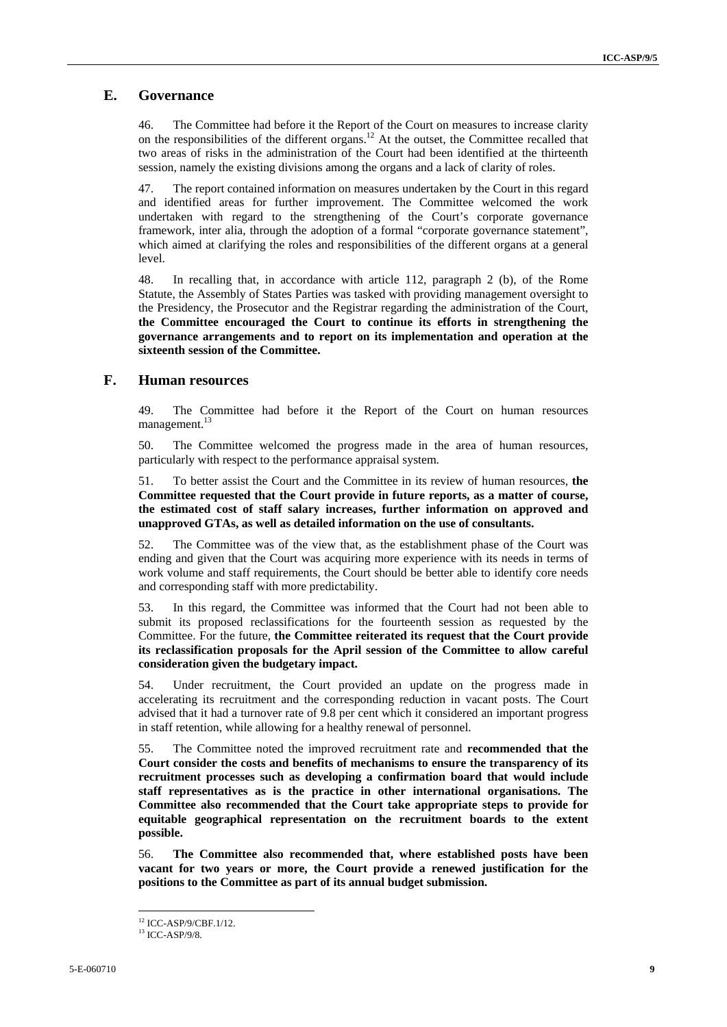## E. Governance

46. The Committee had before it the Report of the Court on measures to increase clarity on the responsibilities of the different organs.[12] At the outset, the Committee recalled that two areas of risks in the administration of the Court had been identified at the thirteenth session, namely the existing divisions among the organs and a lack of clarity of roles.

47. The report contained information on measures undertaken by the Court in this regard and identified areas for further improvement. The Committee welcomed the work undertaken with regard to the strengthening of the Court's corporate governance framework, inter alia, through the adoption of a formal "corporate governance statement", which aimed at clarifying the roles and responsibilities of the different organs at a general level.

48. In recalling that, in accordance with article 112, paragraph 2 (b), of the Rome Statute, the Assembly of States Parties was tasked with providing management oversight to the Presidency, the Prosecutor and the Registrar regarding the administration of the Court, **the Committee encouraged the Court to continue its efforts in strengthening the governance arrangements and to report on its implementation and operation at the sixteenth session of the Committee.**

## F. Human resources

49. The Committee had before it the Report of the Court on human resources management.[13]

50. The Committee welcomed the progress made in the area of human resources, particularly with respect to the performance appraisal system.

51. To better assist the Court and the Committee in its review of human resources, **the Committee requested that the Court provide in future reports, as a matter of course, the estimated cost of staff salary increases, further information on approved and unapproved GTAs, as well as detailed information on the use of consultants.**

52. The Committee was of the view that, as the establishment phase of the Court was ending and given that the Court was acquiring more experience with its needs in terms of work volume and staff requirements, the Court should be better able to identify core needs and corresponding staff with more predictability.

53. In this regard, the Committee was informed that the Court had not been able to submit its proposed reclassifications for the fourteenth session as requested by the Committee. For the future, **the Committee reiterated its request that the Court provide its reclassification proposals for the April session of the Committee to allow careful consideration given the budgetary impact.**

54. Under recruitment, the Court provided an update on the progress made in accelerating its recruitment and the corresponding reduction in vacant posts. The Court advised that it had a turnover rate of 9.8 per cent which it considered an important progress in staff retention, while allowing for a healthy renewal of personnel.

55. The Committee noted the improved recruitment rate and **recommended that the Court consider the costs and benefits of mechanisms to ensure the transparency of its recruitment processes such as developing a confirmation board that would include staff representatives as is the practice in other international organisations. The Committee also recommended that the Court take appropriate steps to provide for equitable geographical representation on the recruitment boards to the extent possible.**

56. **The Committee also recommended that, where established posts have been vacant for two years or more, the Court provide a renewed justification for the positions to the Committee as part of its annual budget submission.**

---

[12] ICC-ASP/9/CBF.1/12.

[13] ICC-ASP/9/8.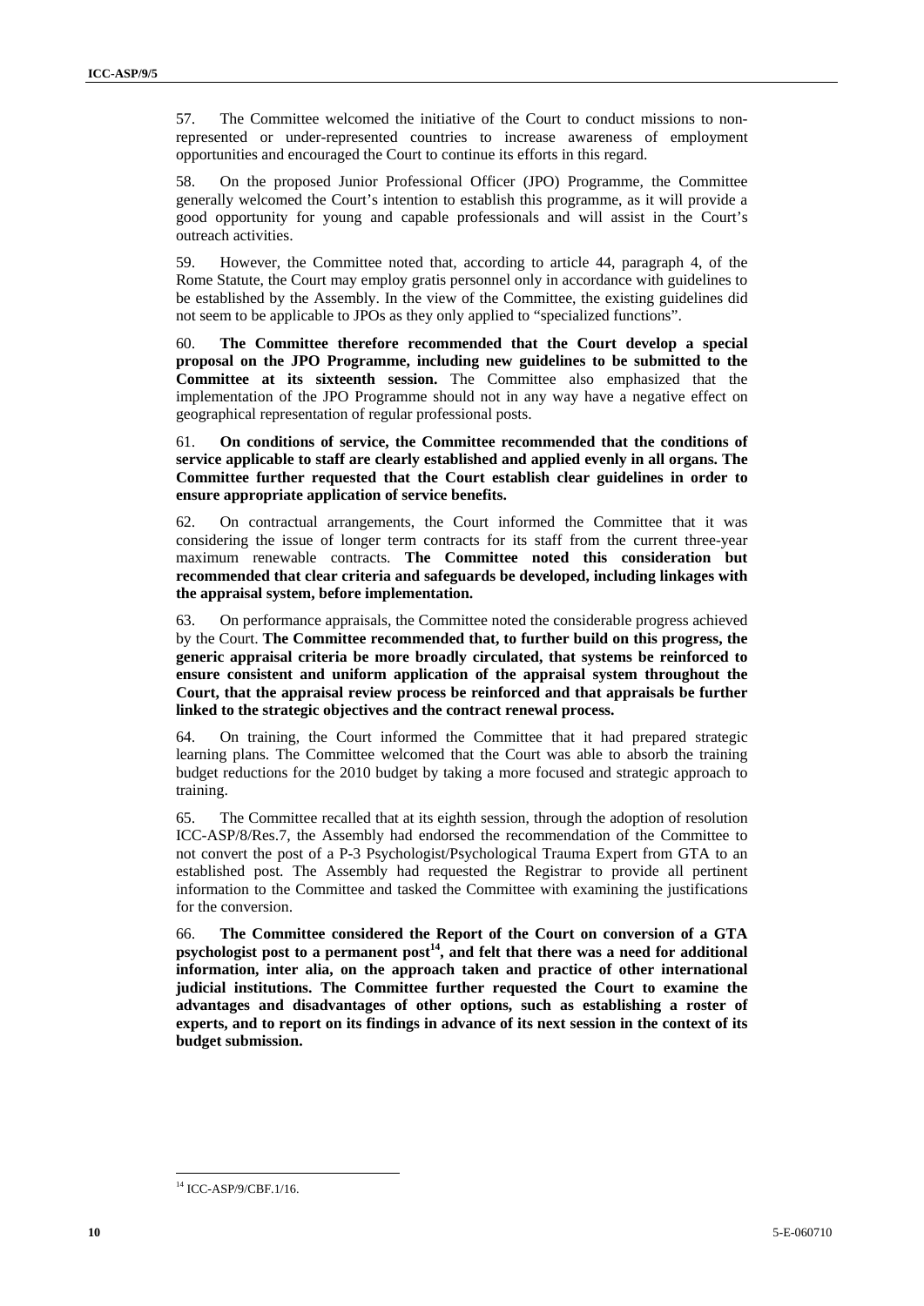57. The Committee welcomed the initiative of the Court to conduct missions to non-represented or under-represented countries to increase awareness of employment opportunities and encouraged the Court to continue its efforts in this regard.

58. On the proposed Junior Professional Officer (JPO) Programme, the Committee generally welcomed the Court's intention to establish this programme, as it will provide a good opportunity for young and capable professionals and will assist in the Court's outreach activities.

59. However, the Committee noted that, according to article 44, paragraph 4, of the Rome Statute, the Court may employ gratis personnel only in accordance with guidelines to be established by the Assembly. In the view of the Committee, the existing guidelines did not seem to be applicable to JPOs as they only applied to "specialized functions".

60. **The Committee therefore recommended that the Court develop a special proposal on the JPO Programme, including new guidelines to be submitted to the Committee at its sixteenth session.** The Committee also emphasized that the implementation of the JPO Programme should not in any way have a negative effect on geographical representation of regular professional posts.

61. **On conditions of service, the Committee recommended that the conditions of service applicable to staff are clearly established and applied evenly in all organs. The Committee further requested that the Court establish clear guidelines in order to ensure appropriate application of service benefits.**

62. On contractual arrangements, the Court informed the Committee that it was considering the issue of longer term contracts for its staff from the current three-year maximum renewable contracts. **The Committee noted this consideration but recommended that clear criteria and safeguards be developed, including linkages with the appraisal system, before implementation.**

63. On performance appraisals, the Committee noted the considerable progress achieved by the Court. **The Committee recommended that, to further build on this progress, the generic appraisal criteria be more broadly circulated, that systems be reinforced to ensure consistent and uniform application of the appraisal system throughout the Court, that the appraisal review process be reinforced and that appraisals be further linked to the strategic objectives and the contract renewal process.**

64. On training, the Court informed the Committee that it had prepared strategic learning plans. The Committee welcomed that the Court was able to absorb the training budget reductions for the 2010 budget by taking a more focused and strategic approach to training.

65. The Committee recalled that at its eighth session, through the adoption of resolution ICC-ASP/8/Res.7, the Assembly had endorsed the recommendation of the Committee to not convert the post of a P-3 Psychologist/Psychological Trauma Expert from GTA to an established post. The Assembly had requested the Registrar to provide all pertinent information to the Committee and tasked the Committee with examining the justifications for the conversion.

66. **The Committee considered the Report of the Court on conversion of a GTA psychologist post to a permanent post[14], and felt that there was a need for additional information, inter alia, on the approach taken and practice of other international judicial institutions. The Committee further requested the Court to examine the advantages and disadvantages of other options, such as establishing a roster of experts, and to report on its findings in advance of its next session in the context of its budget submission.**

[14] ICC-ASP/9/CBF.1/16.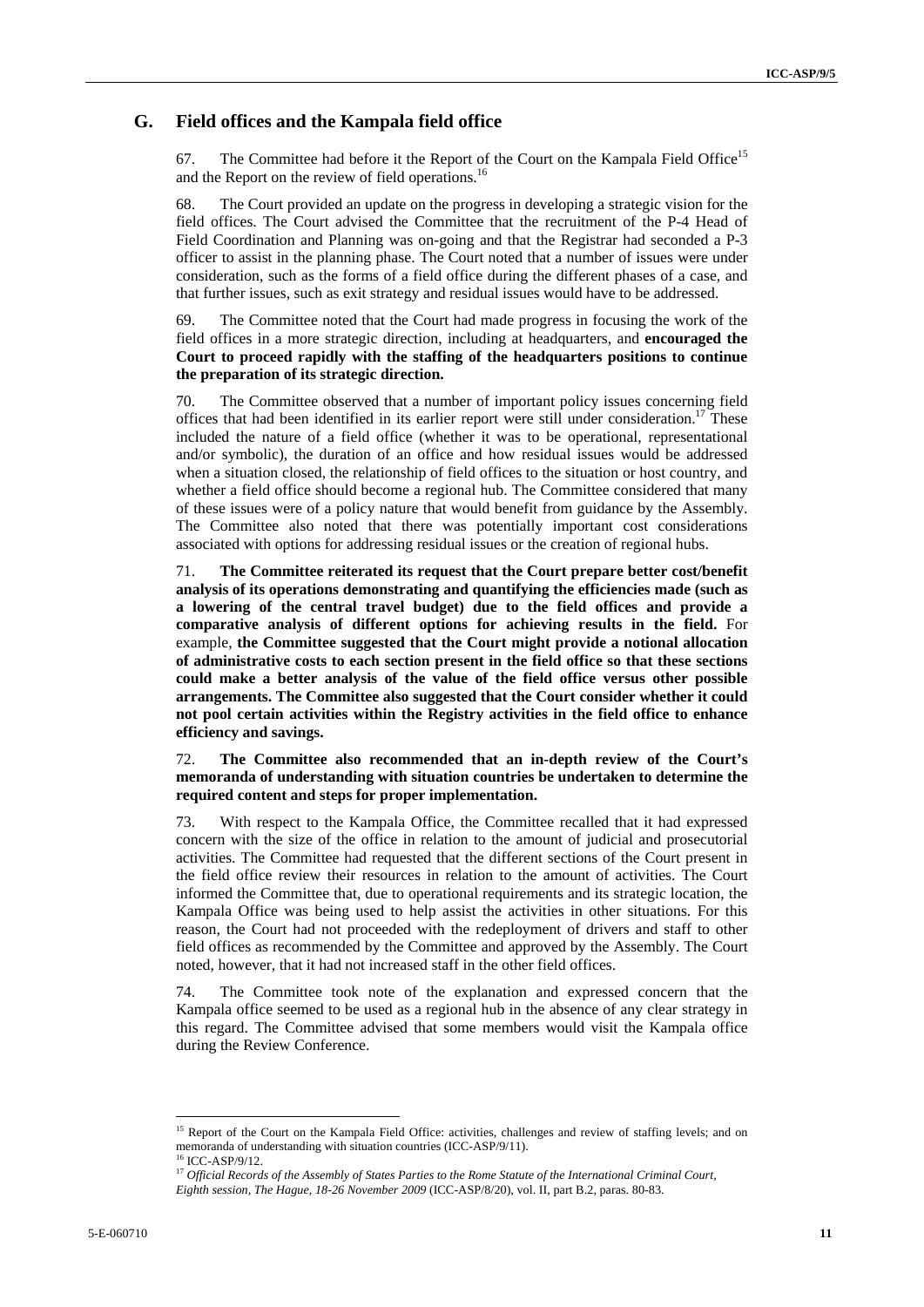## G. Field offices and the Kampala field office

67. The Committee had before it the Report of the Court on the Kampala Field Office[15] and the Report on the review of field operations.[16]

68. The Court provided an update on the progress in developing a strategic vision for the field offices. The Court advised the Committee that the recruitment of the P-4 Head of Field Coordination and Planning was on-going and that the Registrar had seconded a P-3 officer to assist in the planning phase. The Court noted that a number of issues were under consideration, such as the forms of a field office during the different phases of a case, and that further issues, such as exit strategy and residual issues would have to be addressed.

69. The Committee noted that the Court had made progress in focusing the work of the field offices in a more strategic direction, including at headquarters, and **encouraged the Court to proceed rapidly with the staffing of the headquarters positions to continue the preparation of its strategic direction.**

70. The Committee observed that a number of important policy issues concerning field offices that had been identified in its earlier report were still under consideration.[17] These included the nature of a field office (whether it was to be operational, representational and/or symbolic), the duration of an office and how residual issues would be addressed when a situation closed, the relationship of field offices to the situation or host country, and whether a field office should become a regional hub. The Committee considered that many of these issues were of a policy nature that would benefit from guidance by the Assembly. The Committee also noted that there was potentially important cost considerations associated with options for addressing residual issues or the creation of regional hubs.

71. **The Committee reiterated its request that the Court prepare better cost/benefit analysis of its operations demonstrating and quantifying the efficiencies made (such as a lowering of the central travel budget) due to the field offices and provide a comparative analysis of different options for achieving results in the field.** For example, **the Committee suggested that the Court might provide a notional allocation of administrative costs to each section present in the field office so that these sections could make a better analysis of the value of the field office versus other possible arrangements. The Committee also suggested that the Court consider whether it could not pool certain activities within the Registry activities in the field office to enhance efficiency and savings.**

72. **The Committee also recommended that an in-depth review of the Court's memoranda of understanding with situation countries be undertaken to determine the required content and steps for proper implementation.**

73. With respect to the Kampala Office, the Committee recalled that it had expressed concern with the size of the office in relation to the amount of judicial and prosecutorial activities. The Committee had requested that the different sections of the Court present in the field office review their resources in relation to the amount of activities. The Court informed the Committee that, due to operational requirements and its strategic location, the Kampala Office was being used to help assist the activities in other situations. For this reason, the Court had not proceeded with the redeployment of drivers and staff to other field offices as recommended by the Committee and approved by the Assembly. The Court noted, however, that it had not increased staff in the other field offices.

74. The Committee took note of the explanation and expressed concern that the Kampala office seemed to be used as a regional hub in the absence of any clear strategy in this regard. The Committee advised that some members would visit the Kampala office during the Review Conference.

---

[15] Report of the Court on the Kampala Field Office: activities, challenges and review of staffing levels; and on memoranda of understanding with situation countries (ICC-ASP/9/11).

[16] ICC-ASP/9/12.

[17] *Official Records of the Assembly of States Parties to the Rome Statute of the International Criminal Court, Eighth session, The Hague, 18-26 November 2009* (ICC-ASP/8/20), vol. II, part B.2, paras. 80-83.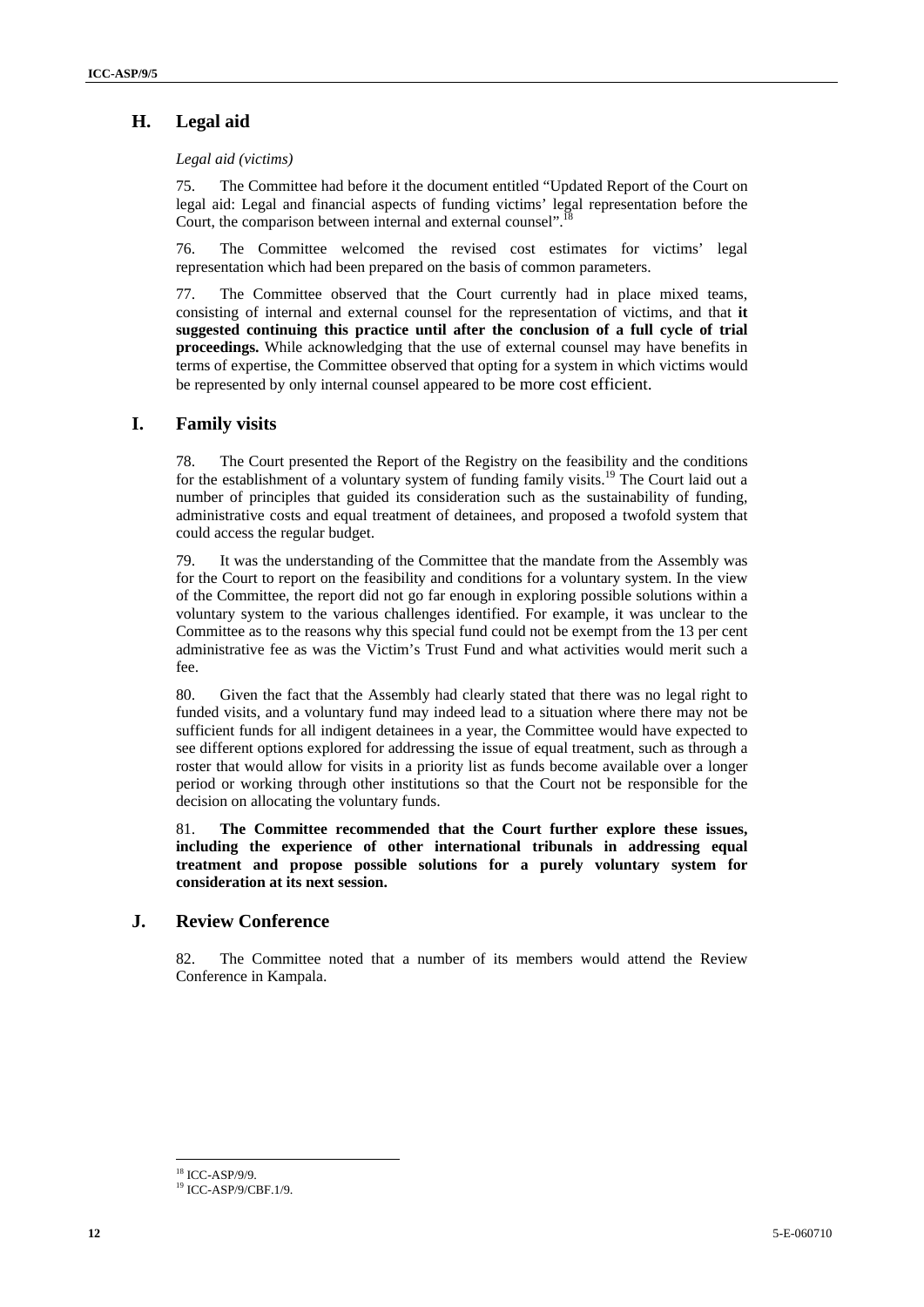## H. Legal aid

*Legal aid (victims)*

75. The Committee had before it the document entitled "Updated Report of the Court on legal aid: Legal and financial aspects of funding victims' legal representation before the Court, the comparison between internal and external counsel".[18]

76. The Committee welcomed the revised cost estimates for victims' legal representation which had been prepared on the basis of common parameters.

77. The Committee observed that the Court currently had in place mixed teams, consisting of internal and external counsel for the representation of victims, and that **it suggested continuing this practice until after the conclusion of a full cycle of trial proceedings.** While acknowledging that the use of external counsel may have benefits in terms of expertise, the Committee observed that opting for a system in which victims would be represented by only internal counsel appeared to be more cost efficient.

## I. Family visits

78. The Court presented the Report of the Registry on the feasibility and the conditions for the establishment of a voluntary system of funding family visits.[19] The Court laid out a number of principles that guided its consideration such as the sustainability of funding, administrative costs and equal treatment of detainees, and proposed a twofold system that could access the regular budget.

79. It was the understanding of the Committee that the mandate from the Assembly was for the Court to report on the feasibility and conditions for a voluntary system. In the view of the Committee, the report did not go far enough in exploring possible solutions within a voluntary system to the various challenges identified. For example, it was unclear to the Committee as to the reasons why this special fund could not be exempt from the 13 per cent administrative fee as was the Victim's Trust Fund and what activities would merit such a fee.

80. Given the fact that the Assembly had clearly stated that there was no legal right to funded visits, and a voluntary fund may indeed lead to a situation where there may not be sufficient funds for all indigent detainees in a year, the Committee would have expected to see different options explored for addressing the issue of equal treatment, such as through a roster that would allow for visits in a priority list as funds become available over a longer period or working through other institutions so that the Court not be responsible for the decision on allocating the voluntary funds.

81. **The Committee recommended that the Court further explore these issues, including the experience of other international tribunals in addressing equal treatment and propose possible solutions for a purely voluntary system for consideration at its next session.**

## J. Review Conference

82. The Committee noted that a number of its members would attend the Review Conference in Kampala.

---

[18] ICC-ASP/9/9.

[19] ICC-ASP/9/CBF.1/9.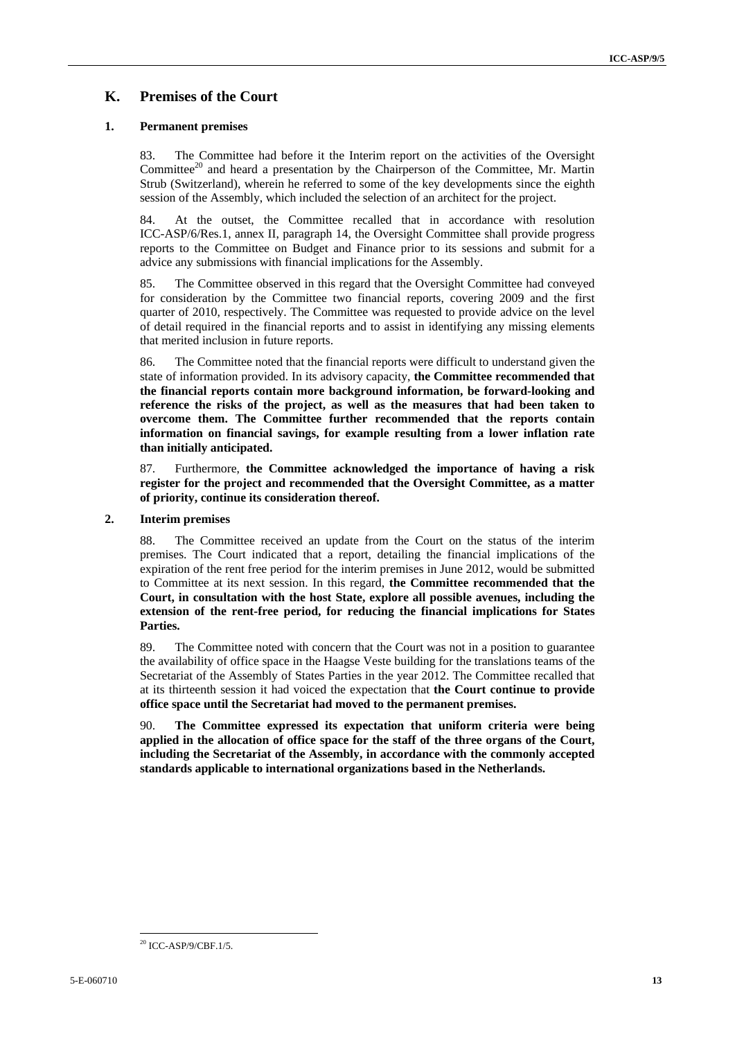## K. Premises of the Court

### 1. Permanent premises

83. The Committee had before it the Interim report on the activities of the Oversight Committee[20] and heard a presentation by the Chairperson of the Committee, Mr. Martin Strub (Switzerland), wherein he referred to some of the key developments since the eighth session of the Assembly, which included the selection of an architect for the project.

84. At the outset, the Committee recalled that in accordance with resolution ICC-ASP/6/Res.1, annex II, paragraph 14, the Oversight Committee shall provide progress reports to the Committee on Budget and Finance prior to its sessions and submit for a advice any submissions with financial implications for the Assembly.

85. The Committee observed in this regard that the Oversight Committee had conveyed for consideration by the Committee two financial reports, covering 2009 and the first quarter of 2010, respectively. The Committee was requested to provide advice on the level of detail required in the financial reports and to assist in identifying any missing elements that merited inclusion in future reports.

86. The Committee noted that the financial reports were difficult to understand given the state of information provided. In its advisory capacity, **the Committee recommended that the financial reports contain more background information, be forward-looking and reference the risks of the project, as well as the measures that had been taken to overcome them. The Committee further recommended that the reports contain information on financial savings, for example resulting from a lower inflation rate than initially anticipated.**

87. Furthermore, **the Committee acknowledged the importance of having a risk register for the project and recommended that the Oversight Committee, as a matter of priority, continue its consideration thereof.**

### 2. Interim premises

88. The Committee received an update from the Court on the status of the interim premises. The Court indicated that a report, detailing the financial implications of the expiration of the rent free period for the interim premises in June 2012, would be submitted to Committee at its next session. In this regard, **the Committee recommended that the Court, in consultation with the host State, explore all possible avenues, including the extension of the rent-free period, for reducing the financial implications for States Parties.**

89. The Committee noted with concern that the Court was not in a position to guarantee the availability of office space in the Haagse Veste building for the translations teams of the Secretariat of the Assembly of States Parties in the year 2012. The Committee recalled that at its thirteenth session it had voiced the expectation that **the Court continue to provide office space until the Secretariat had moved to the permanent premises.**

90. **The Committee expressed its expectation that uniform criteria were being applied in the allocation of office space for the staff of the three organs of the Court, including the Secretariat of the Assembly, in accordance with the commonly accepted standards applicable to international organizations based in the Netherlands.**

---

[20] ICC-ASP/9/CBF.1/5.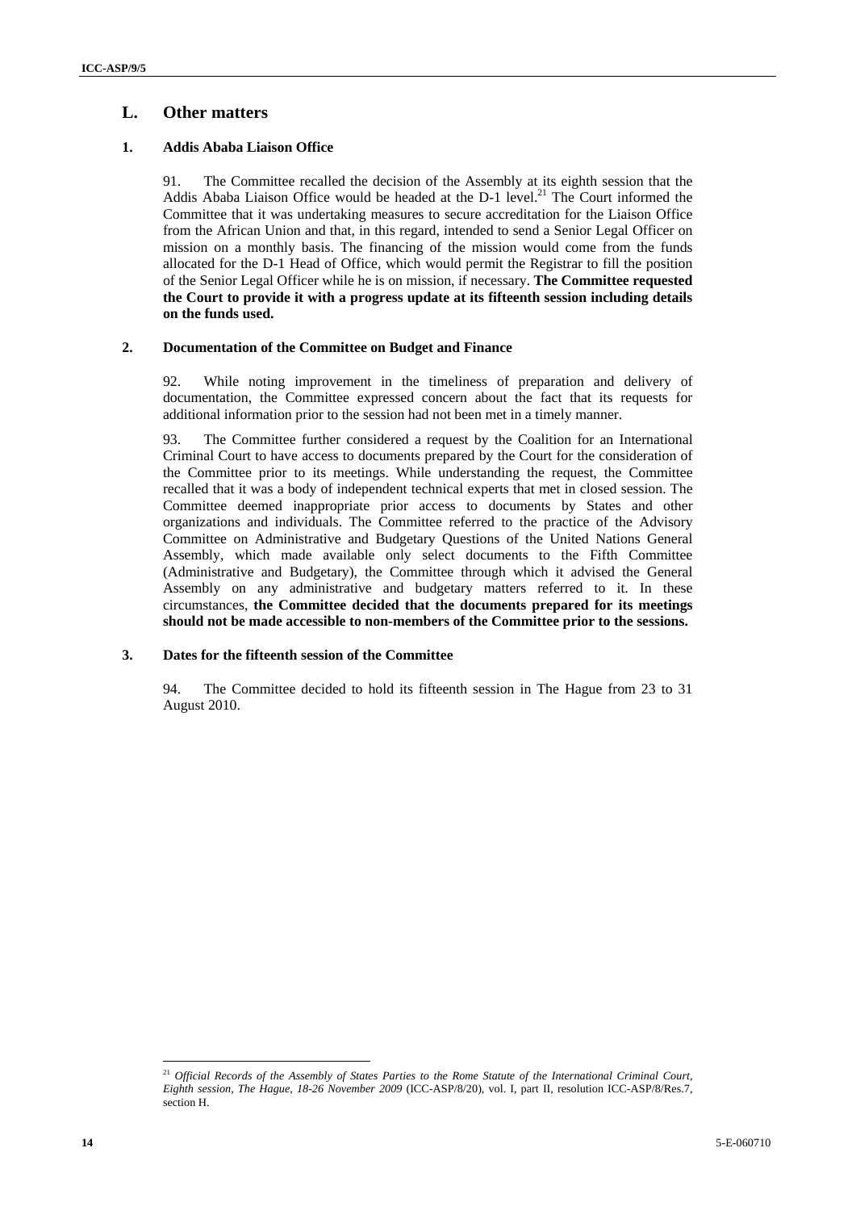## L. Other matters

### 1. Addis Ababa Liaison Office

91. The Committee recalled the decision of the Assembly at its eighth session that the Addis Ababa Liaison Office would be headed at the D-1 level.[21] The Court informed the Committee that it was undertaking measures to secure accreditation for the Liaison Office from the African Union and that, in this regard, intended to send a Senior Legal Officer on mission on a monthly basis. The financing of the mission would come from the funds allocated for the D-1 Head of Office, which would permit the Registrar to fill the position of the Senior Legal Officer while he is on mission, if necessary. **The Committee requested the Court to provide it with a progress update at its fifteenth session including details on the funds used.**

### 2. Documentation of the Committee on Budget and Finance

92. While noting improvement in the timeliness of preparation and delivery of documentation, the Committee expressed concern about the fact that its requests for additional information prior to the session had not been met in a timely manner.

93. The Committee further considered a request by the Coalition for an International Criminal Court to have access to documents prepared by the Court for the consideration of the Committee prior to its meetings. While understanding the request, the Committee recalled that it was a body of independent technical experts that met in closed session. The Committee deemed inappropriate prior access to documents by States and other organizations and individuals. The Committee referred to the practice of the Advisory Committee on Administrative and Budgetary Questions of the United Nations General Assembly, which made available only select documents to the Fifth Committee (Administrative and Budgetary), the Committee through which it advised the General Assembly on any administrative and budgetary matters referred to it. In these circumstances, **the Committee decided that the documents prepared for its meetings should not be made accessible to non-members of the Committee prior to the sessions.**

### 3. Dates for the fifteenth session of the Committee

94. The Committee decided to hold its fifteenth session in The Hague from 23 to 31 August 2010.

---

[21] *Official Records of the Assembly of States Parties to the Rome Statute of the International Criminal Court, Eighth session, The Hague, 18-26 November 2009* (ICC-ASP/8/20), vol. I, part II, resolution ICC-ASP/8/Res.7, section H.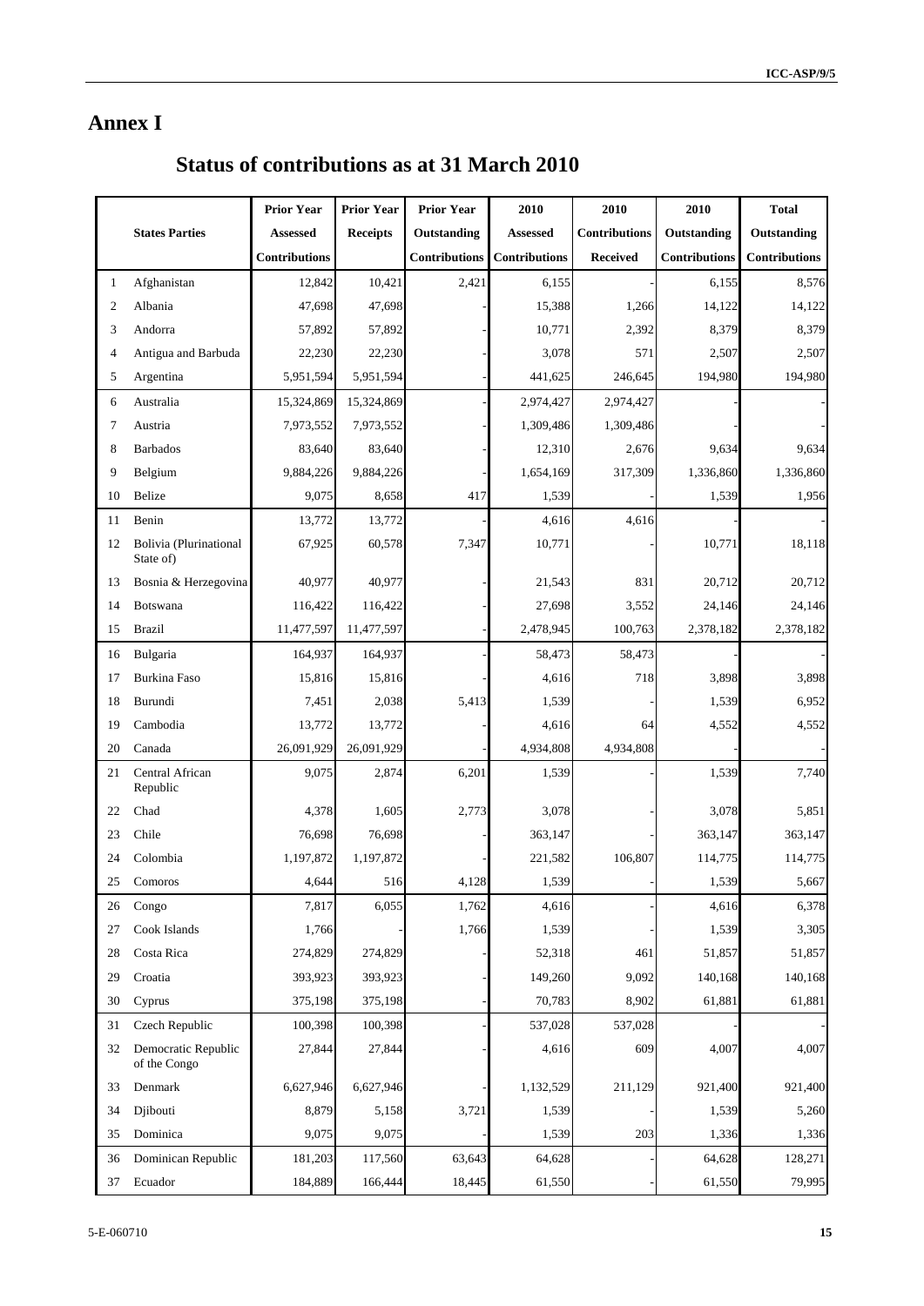# Annex I

## Status of contributions as at 31 March 2010

| | States Parties | Prior Year Assessed Contributions | Prior Year Receipts | Prior Year Outstanding Contributions | 2010 Assessed Contributions | 2010 Contributions Received | 2010 Outstanding Contributions | Total Outstanding Contributions |
|---|---|---|---|---|---|---|---|---|
| 1 | Afghanistan | 12,842 | 10,421 | 2,421 | 6,155 | - | 6,155 | 8,576 |
| 2 | Albania | 47,698 | 47,698 | - | 15,388 | 1,266 | 14,122 | 14,122 |
| 3 | Andorra | 57,892 | 57,892 | - | 10,771 | 2,392 | 8,379 | 8,379 |
| 4 | Antigua and Barbuda | 22,230 | 22,230 | - | 3,078 | 571 | 2,507 | 2,507 |
| 5 | Argentina | 5,951,594 | 5,951,594 | - | 441,625 | 246,645 | 194,980 | 194,980 |
| 6 | Australia | 15,324,869 | 15,324,869 | - | 2,974,427 | 2,974,427 | - | - |
| 7 | Austria | 7,973,552 | 7,973,552 | - | 1,309,486 | 1,309,486 | - | - |
| 8 | Barbados | 83,640 | 83,640 | - | 12,310 | 2,676 | 9,634 | 9,634 |
| 9 | Belgium | 9,884,226 | 9,884,226 | - | 1,654,169 | 317,309 | 1,336,860 | 1,336,860 |
| 10 | Belize | 9,075 | 8,658 | 417 | 1,539 | - | 1,539 | 1,956 |
| 11 | Benin | 13,772 | 13,772 | - | 4,616 | 4,616 | - | - |
| 12 | Bolivia (Plurinational State of) | 67,925 | 60,578 | 7,347 | 10,771 | - | 10,771 | 18,118 |
| 13 | Bosnia & Herzegovina | 40,977 | 40,977 | - | 21,543 | 831 | 20,712 | 20,712 |
| 14 | Botswana | 116,422 | 116,422 | - | 27,698 | 3,552 | 24,146 | 24,146 |
| 15 | Brazil | 11,477,597 | 11,477,597 | - | 2,478,945 | 100,763 | 2,378,182 | 2,378,182 |
| 16 | Bulgaria | 164,937 | 164,937 | - | 58,473 | 58,473 | - | - |
| 17 | Burkina Faso | 15,816 | 15,816 | - | 4,616 | 718 | 3,898 | 3,898 |
| 18 | Burundi | 7,451 | 2,038 | 5,413 | 1,539 | - | 1,539 | 6,952 |
| 19 | Cambodia | 13,772 | 13,772 | - | 4,616 | 64 | 4,552 | 4,552 |
| 20 | Canada | 26,091,929 | 26,091,929 | - | 4,934,808 | 4,934,808 | - | - |
| 21 | Central African Republic | 9,075 | 2,874 | 6,201 | 1,539 | - | 1,539 | 7,740 |
| 22 | Chad | 4,378 | 1,605 | 2,773 | 3,078 | - | 3,078 | 5,851 |
| 23 | Chile | 76,698 | 76,698 | - | 363,147 | - | 363,147 | 363,147 |
| 24 | Colombia | 1,197,872 | 1,197,872 | - | 221,582 | 106,807 | 114,775 | 114,775 |
| 25 | Comoros | 4,644 | 516 | 4,128 | 1,539 | - | 1,539 | 5,667 |
| 26 | Congo | 7,817 | 6,055 | 1,762 | 4,616 | - | 4,616 | 6,378 |
| 27 | Cook Islands | 1,766 | - | 1,766 | 1,539 | - | 1,539 | 3,305 |
| 28 | Costa Rica | 274,829 | 274,829 | - | 52,318 | 461 | 51,857 | 51,857 |
| 29 | Croatia | 393,923 | 393,923 | - | 149,260 | 9,092 | 140,168 | 140,168 |
| 30 | Cyprus | 375,198 | 375,198 | - | 70,783 | 8,902 | 61,881 | 61,881 |
| 31 | Czech Republic | 100,398 | 100,398 | - | 537,028 | 537,028 | - | - |
| 32 | Democratic Republic of the Congo | 27,844 | 27,844 | - | 4,616 | 609 | 4,007 | 4,007 |
| 33 | Denmark | 6,627,946 | 6,627,946 | - | 1,132,529 | 211,129 | 921,400 | 921,400 |
| 34 | Djibouti | 8,879 | 5,158 | 3,721 | 1,539 | - | 1,539 | 5,260 |
| 35 | Dominica | 9,075 | 9,075 | - | 1,539 | 203 | 1,336 | 1,336 |
| 36 | Dominican Republic | 181,203 | 117,560 | 63,643 | 64,628 | - | 64,628 | 128,271 |
| 37 | Ecuador | 184,889 | 166,444 | 18,445 | 61,550 | - | 61,550 | 79,995 |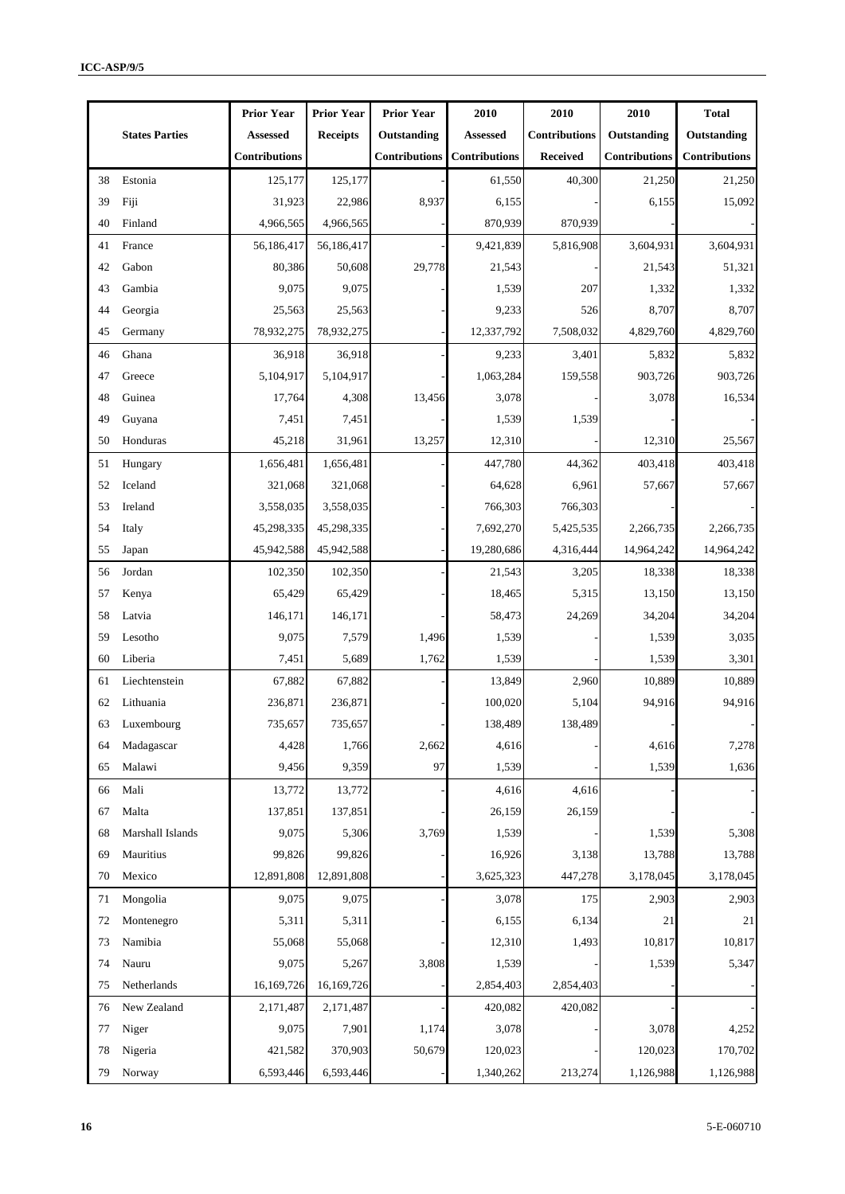| | States Parties | Prior Year Assessed Contributions | Prior Year Receipts | Prior Year Outstanding Contributions | 2010 Assessed Contributions | 2010 Contributions Received | 2010 Outstanding Contributions | Total Outstanding Contributions |
|---|---|---|---|---|---|---|---|---|
| 38 | Estonia | 125,177 | 125,177 | - | 61,550 | 40,300 | 21,250 | 21,250 |
| 39 | Fiji | 31,923 | 22,986 | 8,937 | 6,155 | - | 6,155 | 15,092 |
| 40 | Finland | 4,966,565 | 4,966,565 | - | 870,939 | 870,939 | - | - |
| 41 | France | 56,186,417 | 56,186,417 | - | 9,421,839 | 5,816,908 | 3,604,931 | 3,604,931 |
| 42 | Gabon | 80,386 | 50,608 | 29,778 | 21,543 | - | 21,543 | 51,321 |
| 43 | Gambia | 9,075 | 9,075 | - | 1,539 | 207 | 1,332 | 1,332 |
| 44 | Georgia | 25,563 | 25,563 | - | 9,233 | 526 | 8,707 | 8,707 |
| 45 | Germany | 78,932,275 | 78,932,275 | - | 12,337,792 | 7,508,032 | 4,829,760 | 4,829,760 |
| 46 | Ghana | 36,918 | 36,918 | - | 9,233 | 3,401 | 5,832 | 5,832 |
| 47 | Greece | 5,104,917 | 5,104,917 | - | 1,063,284 | 159,558 | 903,726 | 903,726 |
| 48 | Guinea | 17,764 | 4,308 | 13,456 | 3,078 | - | 3,078 | 16,534 |
| 49 | Guyana | 7,451 | 7,451 | - | 1,539 | 1,539 | - | - |
| 50 | Honduras | 45,218 | 31,961 | 13,257 | 12,310 | - | 12,310 | 25,567 |
| 51 | Hungary | 1,656,481 | 1,656,481 | - | 447,780 | 44,362 | 403,418 | 403,418 |
| 52 | Iceland | 321,068 | 321,068 | - | 64,628 | 6,961 | 57,667 | 57,667 |
| 53 | Ireland | 3,558,035 | 3,558,035 | - | 766,303 | 766,303 | - | - |
| 54 | Italy | 45,298,335 | 45,298,335 | - | 7,692,270 | 5,425,535 | 2,266,735 | 2,266,735 |
| 55 | Japan | 45,942,588 | 45,942,588 | - | 19,280,686 | 4,316,444 | 14,964,242 | 14,964,242 |
| 56 | Jordan | 102,350 | 102,350 | - | 21,543 | 3,205 | 18,338 | 18,338 |
| 57 | Kenya | 65,429 | 65,429 | - | 18,465 | 5,315 | 13,150 | 13,150 |
| 58 | Latvia | 146,171 | 146,171 | - | 58,473 | 24,269 | 34,204 | 34,204 |
| 59 | Lesotho | 9,075 | 7,579 | 1,496 | 1,539 | - | 1,539 | 3,035 |
| 60 | Liberia | 7,451 | 5,689 | 1,762 | 1,539 | - | 1,539 | 3,301 |
| 61 | Liechtenstein | 67,882 | 67,882 | - | 13,849 | 2,960 | 10,889 | 10,889 |
| 62 | Lithuania | 236,871 | 236,871 | - | 100,020 | 5,104 | 94,916 | 94,916 |
| 63 | Luxembourg | 735,657 | 735,657 | - | 138,489 | 138,489 | - | - |
| 64 | Madagascar | 4,428 | 1,766 | 2,662 | 4,616 | - | 4,616 | 7,278 |
| 65 | Malawi | 9,456 | 9,359 | 97 | 1,539 | - | 1,539 | 1,636 |
| 66 | Mali | 13,772 | 13,772 | - | 4,616 | 4,616 | - | - |
| 67 | Malta | 137,851 | 137,851 | - | 26,159 | 26,159 | - | - |
| 68 | Marshall Islands | 9,075 | 5,306 | 3,769 | 1,539 | - | 1,539 | 5,308 |
| 69 | Mauritius | 99,826 | 99,826 | - | 16,926 | 3,138 | 13,788 | 13,788 |
| 70 | Mexico | 12,891,808 | 12,891,808 | - | 3,625,323 | 447,278 | 3,178,045 | 3,178,045 |
| 71 | Mongolia | 9,075 | 9,075 | - | 3,078 | 175 | 2,903 | 2,903 |
| 72 | Montenegro | 5,311 | 5,311 | - | 6,155 | 6,134 | 21 | 21 |
| 73 | Namibia | 55,068 | 55,068 | - | 12,310 | 1,493 | 10,817 | 10,817 |
| 74 | Nauru | 9,075 | 5,267 | 3,808 | 1,539 | - | 1,539 | 5,347 |
| 75 | Netherlands | 16,169,726 | 16,169,726 | - | 2,854,403 | 2,854,403 | - | - |
| 76 | New Zealand | 2,171,487 | 2,171,487 | - | 420,082 | 420,082 | - | - |
| 77 | Niger | 9,075 | 7,901 | 1,174 | 3,078 | - | 3,078 | 4,252 |
| 78 | Nigeria | 421,582 | 370,903 | 50,679 | 120,023 | - | 120,023 | 170,702 |
| 79 | Norway | 6,593,446 | 6,593,446 | - | 1,340,262 | 213,274 | 1,126,988 | 1,126,988 |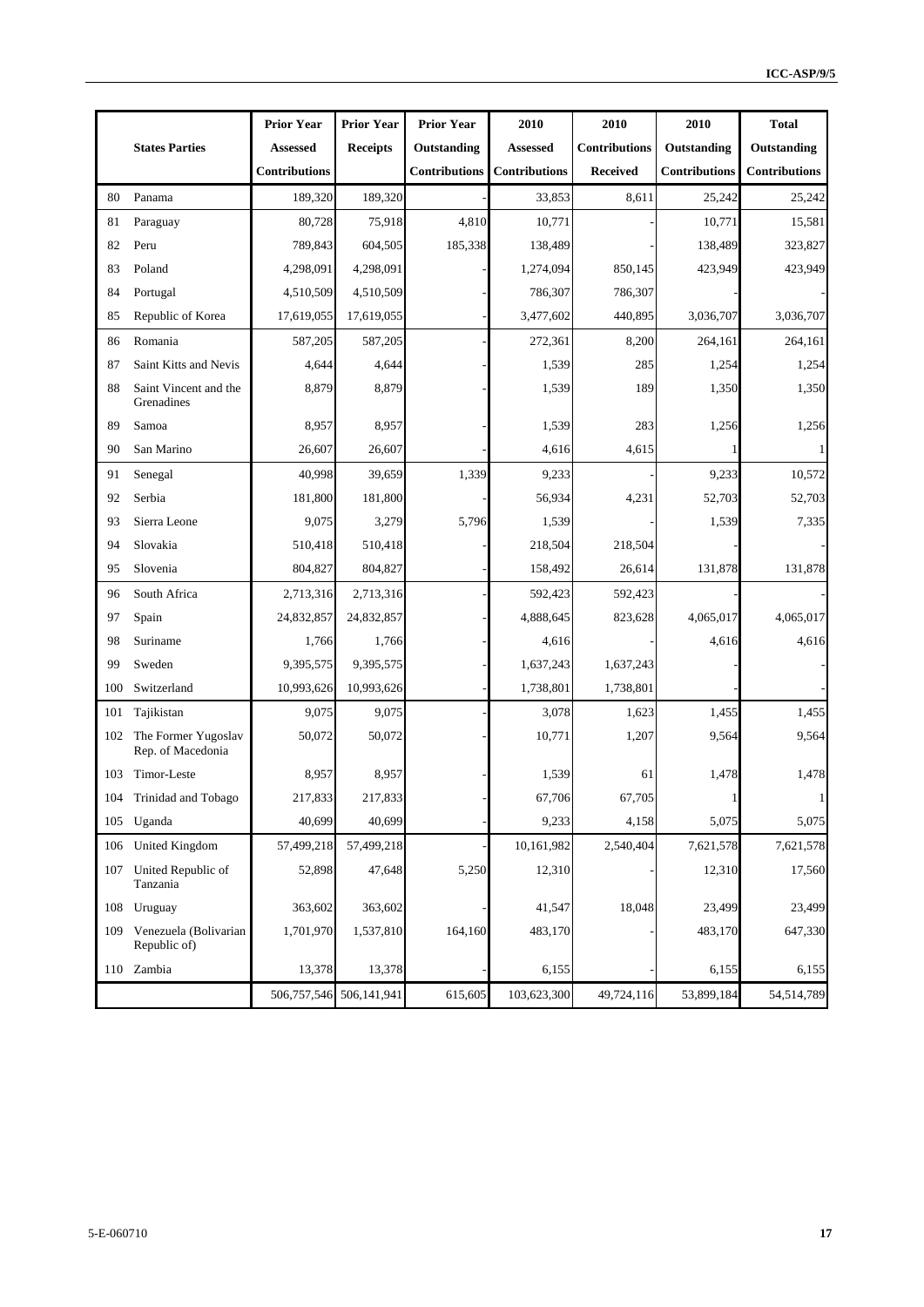| | States Parties | Prior Year Assessed Contributions | Prior Year Receipts | Prior Year Outstanding Contributions | 2010 Assessed Contributions | 2010 Contributions Received | 2010 Outstanding Contributions | Total Outstanding Contributions |
|---|---|---|---|---|---|---|---|---|
| 80 | Panama | 189,320 | 189,320 | | 33,853 | 8,611 | 25,242 | 25,242 |
| 81 | Paraguay | 80,728 | 75,918 | 4,810 | 10,771 | - | 10,771 | 15,581 |
| 82 | Peru | 789,843 | 604,505 | 185,338 | 138,489 | - | 138,489 | 323,827 |
| 83 | Poland | 4,298,091 | 4,298,091 | - | 1,274,094 | 850,145 | 423,949 | 423,949 |
| 84 | Portugal | 4,510,509 | 4,510,509 | - | 786,307 | 786,307 | - | - |
| 85 | Republic of Korea | 17,619,055 | 17,619,055 | - | 3,477,602 | 440,895 | 3,036,707 | 3,036,707 |
| 86 | Romania | 587,205 | 587,205 | - | 272,361 | 8,200 | 264,161 | 264,161 |
| 87 | Saint Kitts and Nevis | 4,644 | 4,644 | - | 1,539 | 285 | 1,254 | 1,254 |
| 88 | Saint Vincent and the Grenadines | 8,879 | 8,879 | - | 1,539 | 189 | 1,350 | 1,350 |
| 89 | Samoa | 8,957 | 8,957 | - | 1,539 | 283 | 1,256 | 1,256 |
| 90 | San Marino | 26,607 | 26,607 | - | 4,616 | 4,615 | 1 | 1 |
| 91 | Senegal | 40,998 | 39,659 | 1,339 | 9,233 | - | 9,233 | 10,572 |
| 92 | Serbia | 181,800 | 181,800 | - | 56,934 | 4,231 | 52,703 | 52,703 |
| 93 | Sierra Leone | 9,075 | 3,279 | 5,796 | 1,539 | - | 1,539 | 7,335 |
| 94 | Slovakia | 510,418 | 510,418 | - | 218,504 | 218,504 | - | - |
| 95 | Slovenia | 804,827 | 804,827 | - | 158,492 | 26,614 | 131,878 | 131,878 |
| 96 | South Africa | 2,713,316 | 2,713,316 | - | 592,423 | 592,423 | - | - |
| 97 | Spain | 24,832,857 | 24,832,857 | - | 4,888,645 | 823,628 | 4,065,017 | 4,065,017 |
| 98 | Suriname | 1,766 | 1,766 | - | 4,616 | - | 4,616 | 4,616 |
| 99 | Sweden | 9,395,575 | 9,395,575 | - | 1,637,243 | 1,637,243 | - | - |
| 100 | Switzerland | 10,993,626 | 10,993,626 | - | 1,738,801 | 1,738,801 | - | - |
| 101 | Tajikistan | 9,075 | 9,075 | - | 3,078 | 1,623 | 1,455 | 1,455 |
| 102 | The Former Yugoslav Rep. of Macedonia | 50,072 | 50,072 | - | 10,771 | 1,207 | 9,564 | 9,564 |
| 103 | Timor-Leste | 8,957 | 8,957 | - | 1,539 | 61 | 1,478 | 1,478 |
| 104 | Trinidad and Tobago | 217,833 | 217,833 | - | 67,706 | 67,705 | 1 | 1 |
| 105 | Uganda | 40,699 | 40,699 | - | 9,233 | 4,158 | 5,075 | 5,075 |
| 106 | United Kingdom | 57,499,218 | 57,499,218 | - | 10,161,982 | 2,540,404 | 7,621,578 | 7,621,578 |
| 107 | United Republic of Tanzania | 52,898 | 47,648 | 5,250 | 12,310 | - | 12,310 | 17,560 |
| 108 | Uruguay | 363,602 | 363,602 | - | 41,547 | 18,048 | 23,499 | 23,499 |
| 109 | Venezuela (Bolivarian Republic of) | 1,701,970 | 1,537,810 | 164,160 | 483,170 | - | 483,170 | 647,330 |
| 110 | Zambia | 13,378 | 13,378 | - | 6,155 | - | 6,155 | 6,155 |
| | | 506,757,546 | 506,141,941 | 615,605 | 103,623,300 | 49,724,116 | 53,899,184 | 54,514,789 |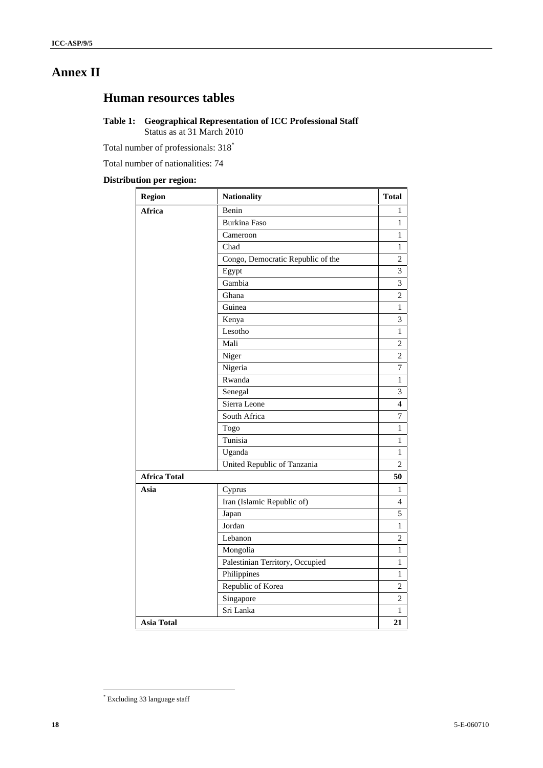# Annex II

## Human resources tables

### Table 1: Geographical Representation of ICC Professional Staff

Status as at 31 March 2010

Total number of professionals: 318*

Total number of nationalities: 74

**Distribution per region:**

| Region | Nationality | Total |
|---|---|---|
| **Africa** | Benin | 1 |
| | Burkina Faso | 1 |
| | Cameroon | 1 |
| | Chad | 1 |
| | Congo, Democratic Republic of the | 2 |
| | Egypt | 3 |
| | Gambia | 3 |
| | Ghana | 2 |
| | Guinea | 1 |
| | Kenya | 3 |
| | Lesotho | 1 |
| | Mali | 2 |
| | Niger | 2 |
| | Nigeria | 7 |
| | Rwanda | 1 |
| | Senegal | 3 |
| | Sierra Leone | 4 |
| | South Africa | 7 |
| | Togo | 1 |
| | Tunisia | 1 |
| | Uganda | 1 |
| | United Republic of Tanzania | 2 |
| **Africa Total** | | **50** |
| **Asia** | Cyprus | 1 |
| | Iran (Islamic Republic of) | 4 |
| | Japan | 5 |
| | Jordan | 1 |
| | Lebanon | 2 |
| | Mongolia | 1 |
| | Palestinian Territory, Occupied | 1 |
| | Philippines | 1 |
| | Republic of Korea | 2 |
| | Singapore | 2 |
| | Sri Lanka | 1 |
| **Asia Total** | | **21** |

* Excluding 33 language staff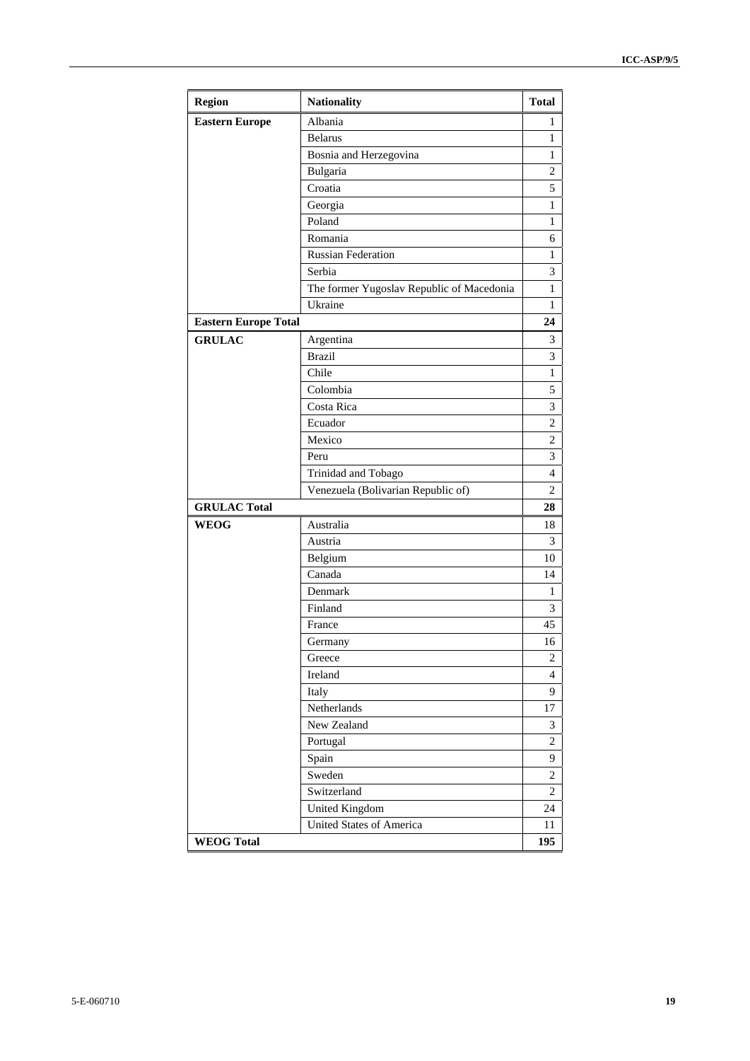| Region | Nationality | Total |
|---|---|---|
| **Eastern Europe** | Albania | 1 |
| | Belarus | 1 |
| | Bosnia and Herzegovina | 1 |
| | Bulgaria | 2 |
| | Croatia | 5 |
| | Georgia | 1 |
| | Poland | 1 |
| | Romania | 6 |
| | Russian Federation | 1 |
| | Serbia | 3 |
| | The former Yugoslav Republic of Macedonia | 1 |
| | Ukraine | 1 |
| **Eastern Europe Total** | | **24** |
| **GRULAC** | Argentina | 3 |
| | Brazil | 3 |
| | Chile | 1 |
| | Colombia | 5 |
| | Costa Rica | 3 |
| | Ecuador | 2 |
| | Mexico | 2 |
| | Peru | 3 |
| | Trinidad and Tobago | 4 |
| | Venezuela (Bolivarian Republic of) | 2 |
| **GRULAC Total** | | **28** |
| **WEOG** | Australia | 18 |
| | Austria | 3 |
| | Belgium | 10 |
| | Canada | 14 |
| | Denmark | 1 |
| | Finland | 3 |
| | France | 45 |
| | Germany | 16 |
| | Greece | 2 |
| | Ireland | 4 |
| | Italy | 9 |
| | Netherlands | 17 |
| | New Zealand | 3 |
| | Portugal | 2 |
| | Spain | 9 |
| | Sweden | 2 |
| | Switzerland | 2 |
| | United Kingdom | 24 |
| | United States of America | 11 |
| **WEOG Total** | | **195** |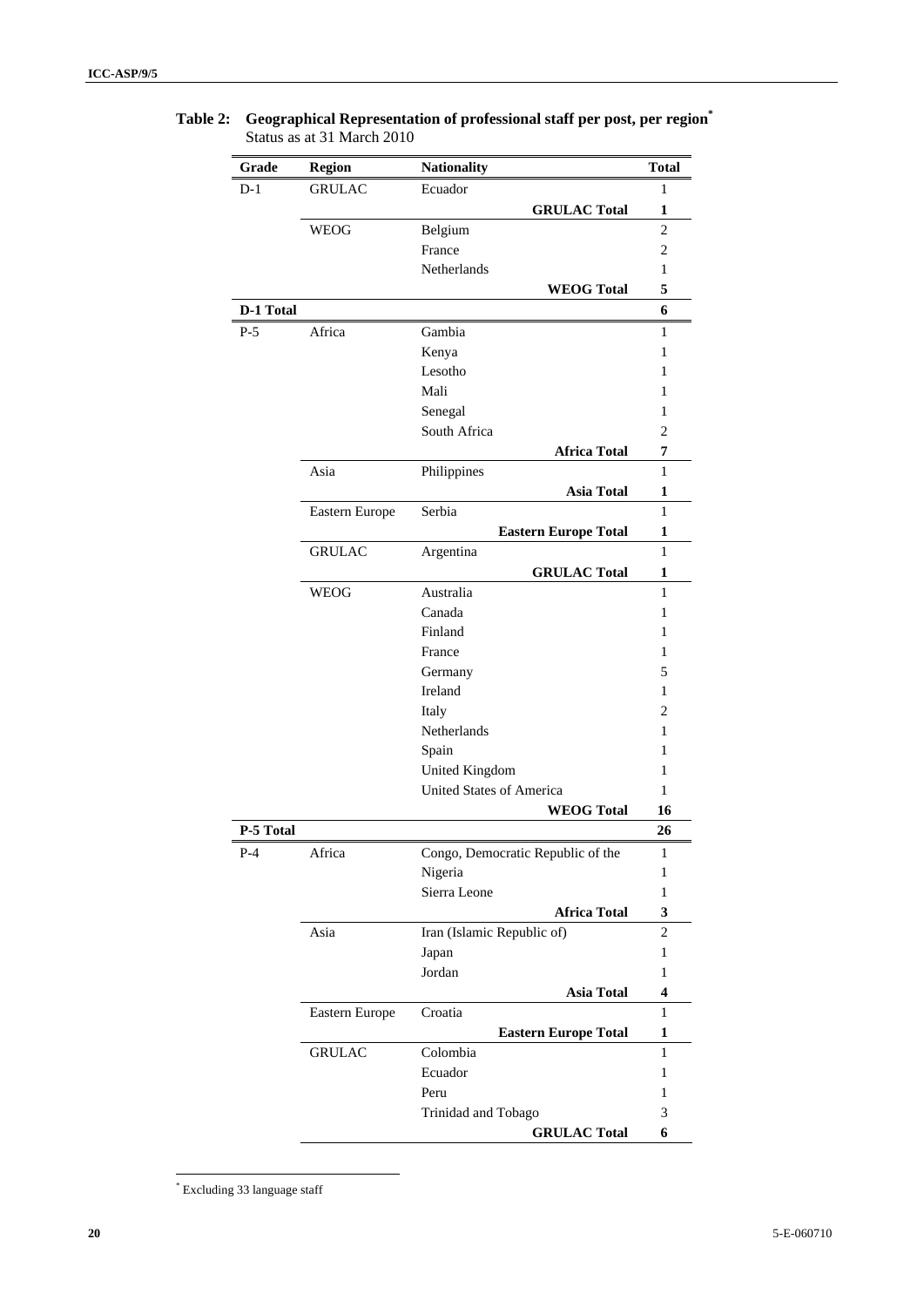**Table 2: Geographical Representation of professional staff per post, per region**[*]
Status as at 31 March 2010

| Grade | Region | Nationality | Total |
|---|---|---|---|
| D-1 | GRULAC | Ecuador | 1 |
| | | **GRULAC Total** | **1** |
| | WEOG | Belgium | 2 |
| | | France | 2 |
| | | Netherlands | 1 |
| | | **WEOG Total** | **5** |
| **D-1 Total** | | | **6** |
| P-5 | Africa | Gambia | 1 |
| | | Kenya | 1 |
| | | Lesotho | 1 |
| | | Mali | 1 |
| | | Senegal | 1 |
| | | South Africa | 2 |
| | | **Africa Total** | **7** |
| | Asia | Philippines | 1 |
| | | **Asia Total** | **1** |
| | Eastern Europe | Serbia | 1 |
| | | **Eastern Europe Total** | **1** |
| | GRULAC | Argentina | 1 |
| | | **GRULAC Total** | **1** |
| | WEOG | Australia | 1 |
| | | Canada | 1 |
| | | Finland | 1 |
| | | France | 1 |
| | | Germany | 5 |
| | | Ireland | 1 |
| | | Italy | 2 |
| | | Netherlands | 1 |
| | | Spain | 1 |
| | | United Kingdom | 1 |
| | | United States of America | 1 |
| | | **WEOG Total** | **16** |
| **P-5 Total** | | | **26** |
| P-4 | Africa | Congo, Democratic Republic of the | 1 |
| | | Nigeria | 1 |
| | | Sierra Leone | 1 |
| | | **Africa Total** | **3** |
| | Asia | Iran (Islamic Republic of) | 2 |
| | | Japan | 1 |
| | | Jordan | 1 |
| | | **Asia Total** | **4** |
| | Eastern Europe | Croatia | 1 |
| | | **Eastern Europe Total** | **1** |
| | GRULAC | Colombia | 1 |
| | | Ecuador | 1 |
| | | Peru | 1 |
| | | Trinidad and Tobago | 3 |
| | | **GRULAC Total** | **6** |

[*] Excluding 33 language staff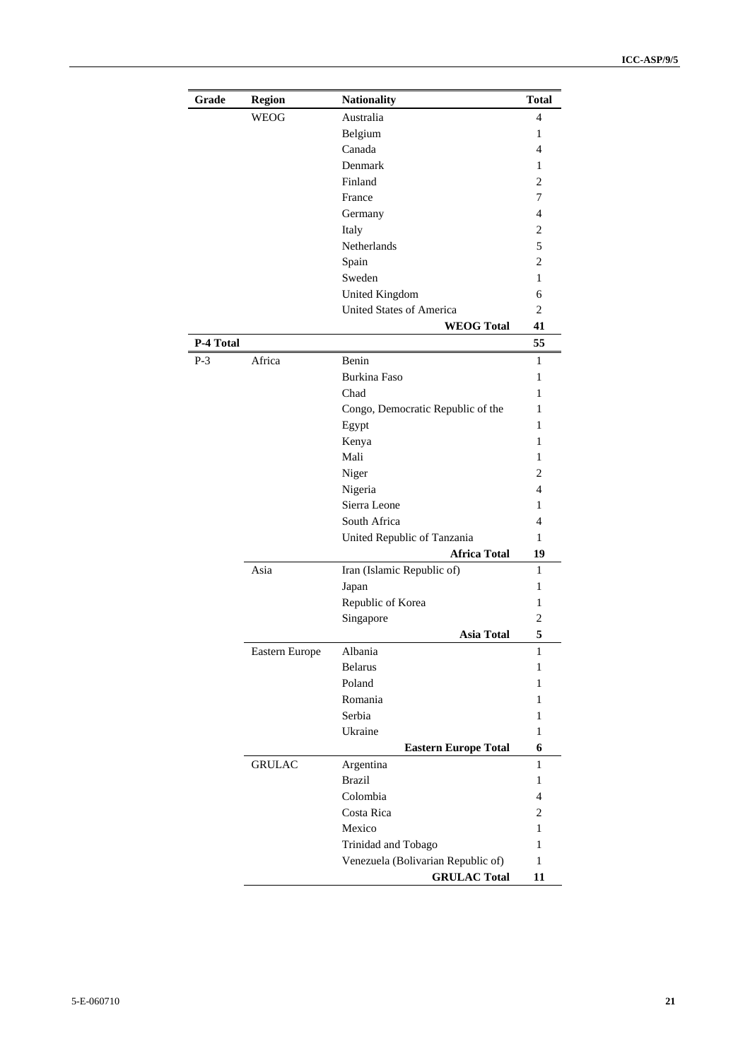| Grade | Region | Nationality | Total |
|---|---|---|---|
| | WEOG | Australia | 4 |
| | | Belgium | 1 |
| | | Canada | 4 |
| | | Denmark | 1 |
| | | Finland | 2 |
| | | France | 7 |
| | | Germany | 4 |
| | | Italy | 2 |
| | | Netherlands | 5 |
| | | Spain | 2 |
| | | Sweden | 1 |
| | | United Kingdom | 6 |
| | | United States of America | 2 |
| | | **WEOG Total** | **41** |
| **P-4 Total** | | | **55** |
| P-3 | Africa | Benin | 1 |
| | | Burkina Faso | 1 |
| | | Chad | 1 |
| | | Congo, Democratic Republic of the | 1 |
| | | Egypt | 1 |
| | | Kenya | 1 |
| | | Mali | 1 |
| | | Niger | 2 |
| | | Nigeria | 4 |
| | | Sierra Leone | 1 |
| | | South Africa | 4 |
| | | United Republic of Tanzania | 1 |
| | | **Africa Total** | **19** |
| | Asia | Iran (Islamic Republic of) | 1 |
| | | Japan | 1 |
| | | Republic of Korea | 1 |
| | | Singapore | 2 |
| | | **Asia Total** | **5** |
| | Eastern Europe | Albania | 1 |
| | | Belarus | 1 |
| | | Poland | 1 |
| | | Romania | 1 |
| | | Serbia | 1 |
| | | Ukraine | 1 |
| | | **Eastern Europe Total** | **6** |
| | GRULAC | Argentina | 1 |
| | | Brazil | 1 |
| | | Colombia | 4 |
| | | Costa Rica | 2 |
| | | Mexico | 1 |
| | | Trinidad and Tobago | 1 |
| | | Venezuela (Bolivarian Republic of) | 1 |
| | | **GRULAC Total** | **11** |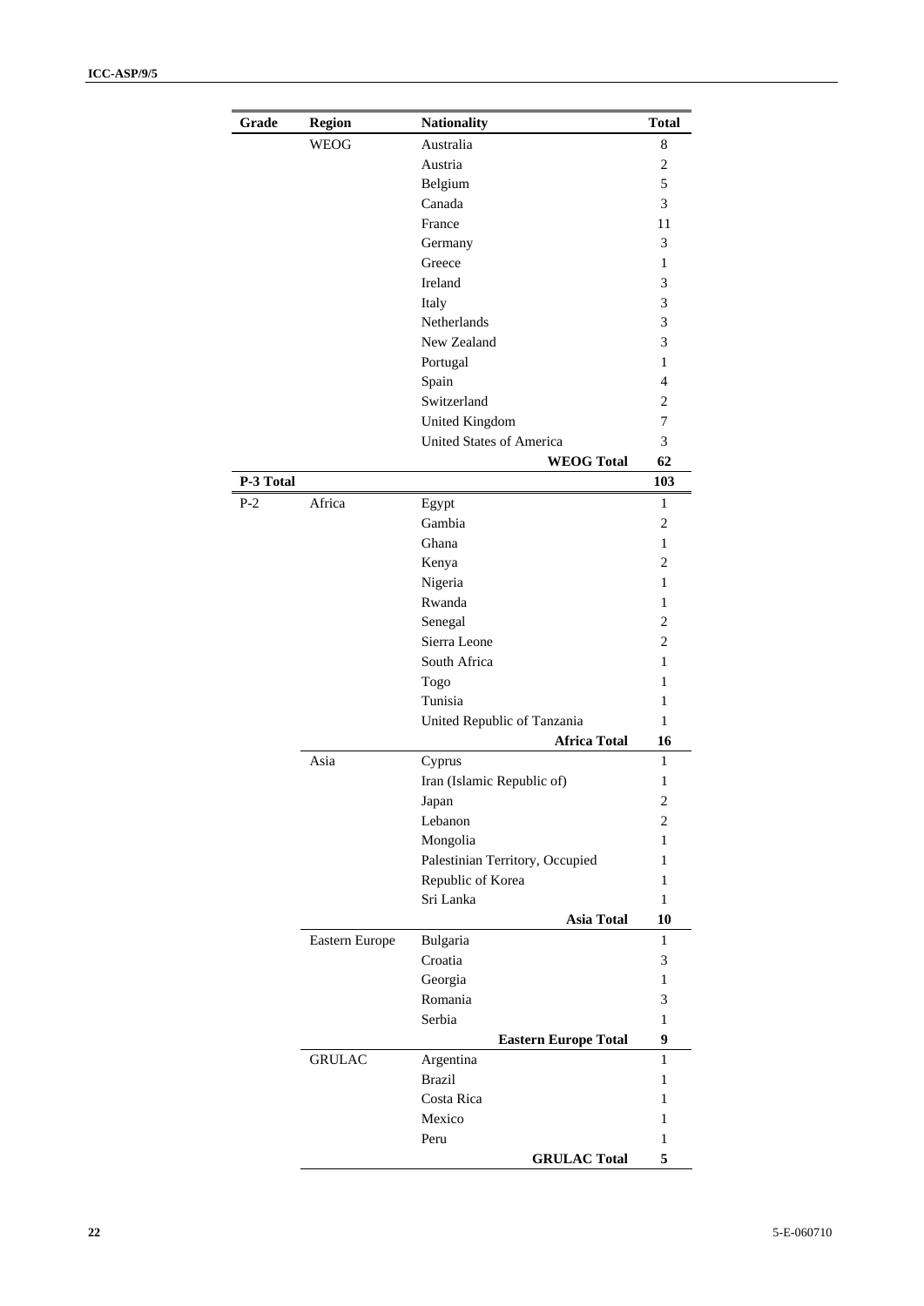| Grade | Region | Nationality | Total |
|---|---|---|---|
| | WEOG | Australia | 8 |
| | | Austria | 2 |
| | | Belgium | 5 |
| | | Canada | 3 |
| | | France | 11 |
| | | Germany | 3 |
| | | Greece | 1 |
| | | Ireland | 3 |
| | | Italy | 3 |
| | | Netherlands | 3 |
| | | New Zealand | 3 |
| | | Portugal | 1 |
| | | Spain | 4 |
| | | Switzerland | 2 |
| | | United Kingdom | 7 |
| | | United States of America | 3 |
| | | **WEOG Total** | **62** |
| **P-3 Total** | | | **103** |
| P-2 | Africa | Egypt | 1 |
| | | Gambia | 2 |
| | | Ghana | 1 |
| | | Kenya | 2 |
| | | Nigeria | 1 |
| | | Rwanda | 1 |
| | | Senegal | 2 |
| | | Sierra Leone | 2 |
| | | South Africa | 1 |
| | | Togo | 1 |
| | | Tunisia | 1 |
| | | United Republic of Tanzania | 1 |
| | | **Africa Total** | **16** |
| | Asia | Cyprus | 1 |
| | | Iran (Islamic Republic of) | 1 |
| | | Japan | 2 |
| | | Lebanon | 2 |
| | | Mongolia | 1 |
| | | Palestinian Territory, Occupied | 1 |
| | | Republic of Korea | 1 |
| | | Sri Lanka | 1 |
| | | **Asia Total** | **10** |
| | Eastern Europe | Bulgaria | 1 |
| | | Croatia | 3 |
| | | Georgia | 1 |
| | | Romania | 3 |
| | | Serbia | 1 |
| | | **Eastern Europe Total** | **9** |
| | GRULAC | Argentina | 1 |
| | | Brazil | 1 |
| | | Costa Rica | 1 |
| | | Mexico | 1 |
| | | Peru | 1 |
| | | **GRULAC Total** | **5** |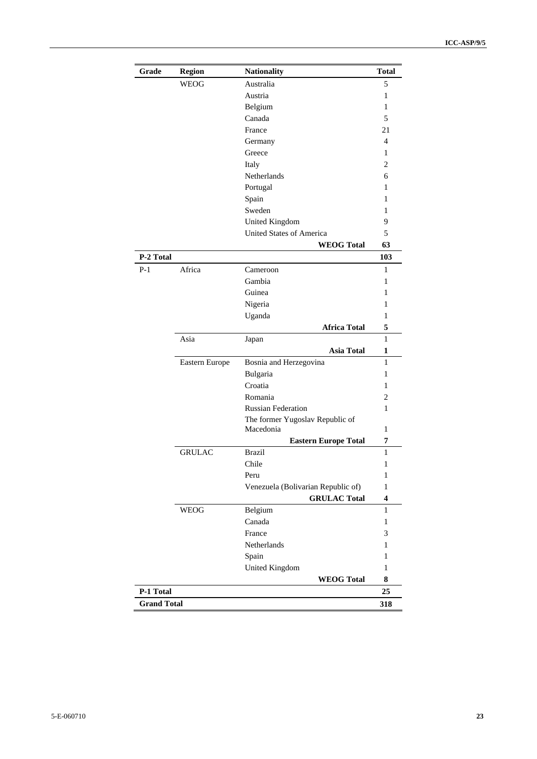| Grade | Region | Nationality | Total |
| --- | --- | --- | --- |
| | WEOG | Australia | 5 |
| | | Austria | 1 |
| | | Belgium | 1 |
| | | Canada | 5 |
| | | France | 21 |
| | | Germany | 4 |
| | | Greece | 1 |
| | | Italy | 2 |
| | | Netherlands | 6 |
| | | Portugal | 1 |
| | | Spain | 1 |
| | | Sweden | 1 |
| | | United Kingdom | 9 |
| | | United States of America | 5 |
| | | **WEOG Total** | **63** |
| **P-2 Total** | | | **103** |
| P-1 | Africa | Cameroon | 1 |
| | | Gambia | 1 |
| | | Guinea | 1 |
| | | Nigeria | 1 |
| | | Uganda | 1 |
| | | **Africa Total** | **5** |
| | Asia | Japan | 1 |
| | | **Asia Total** | **1** |
| | Eastern Europe | Bosnia and Herzegovina | 1 |
| | | Bulgaria | 1 |
| | | Croatia | 1 |
| | | Romania | 2 |
| | | Russian Federation | 1 |
| | | The former Yugoslav Republic of Macedonia | 1 |
| | | **Eastern Europe Total** | **7** |
| | GRULAC | Brazil | 1 |
| | | Chile | 1 |
| | | Peru | 1 |
| | | Venezuela (Bolivarian Republic of) | 1 |
| | | **GRULAC Total** | **4** |
| | WEOG | Belgium | 1 |
| | | Canada | 1 |
| | | France | 3 |
| | | Netherlands | 1 |
| | | Spain | 1 |
| | | United Kingdom | 1 |
| | | **WEOG Total** | **8** |
| **P-1 Total** | | | **25** |
| **Grand Total** | | | **318** |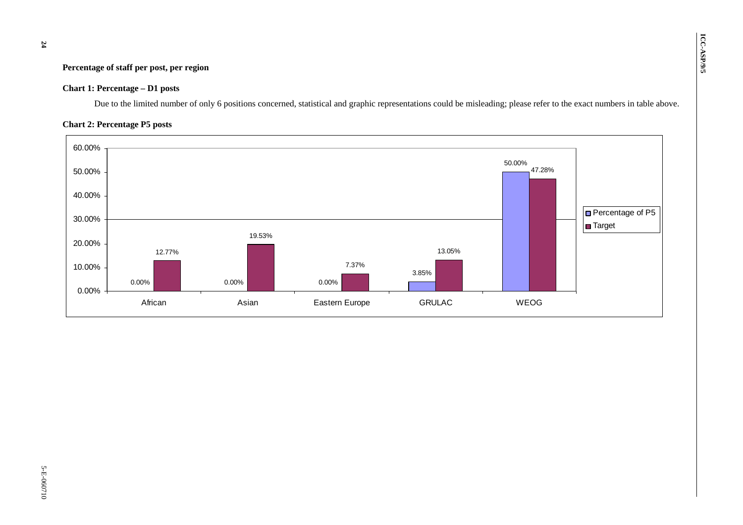**Percentage of staff per post, per region**

**Chart 1: Percentage – D1 posts**

Due to the limited number of only 6 positions concerned, statistical and graphic representations could be misleading; please refer to the exact numbers in table above.

**Chart 2: Percentage P5 posts**

| Region | Percentage of P5 | Target |
|---|---|---|
| African | 0.00% | 12.77% |
| Asian | 0.00% | 19.53% |
| Eastern Europe | 0.00% | 7.37% |
| GRULAC | 3.85% | 13.05% |
| WEOG | 50.00% | 47.28% |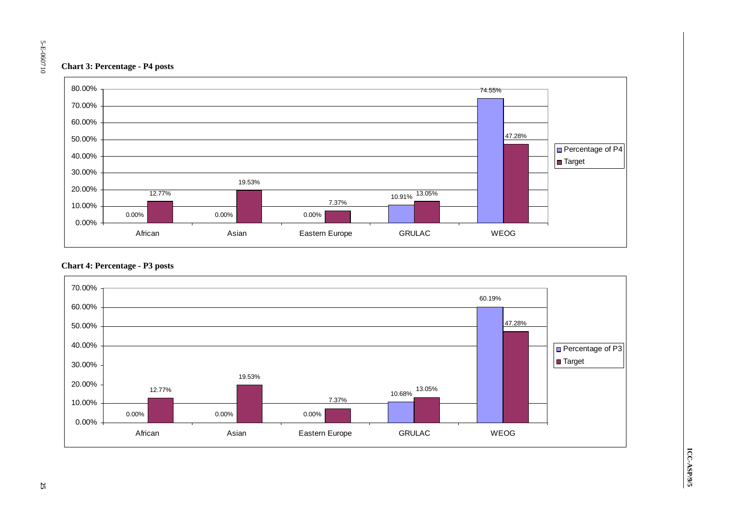**Chart 3: Percentage - P4 posts**

| | Percentage of P4 | Target |
|---|---|---|
| African | 0.00% | 12.77% |
| Asian | 0.00% | 19.53% |
| Eastern Europe | 0.00% | 7.37% |
| GRULAC | 10.91% | 13.05% |
| WEOG | 74.55% | 47.28% |

**Chart 4: Percentage - P3 posts**

| | Percentage of P3 | Target |
|---|---|---|
| African | 0.00% | 12.77% |
| Asian | 0.00% | 19.53% |
| Eastern Europe | 0.00% | 7.37% |
| GRULAC | 10.68% | 13.05% |
| WEOG | 60.19% | 47.28% |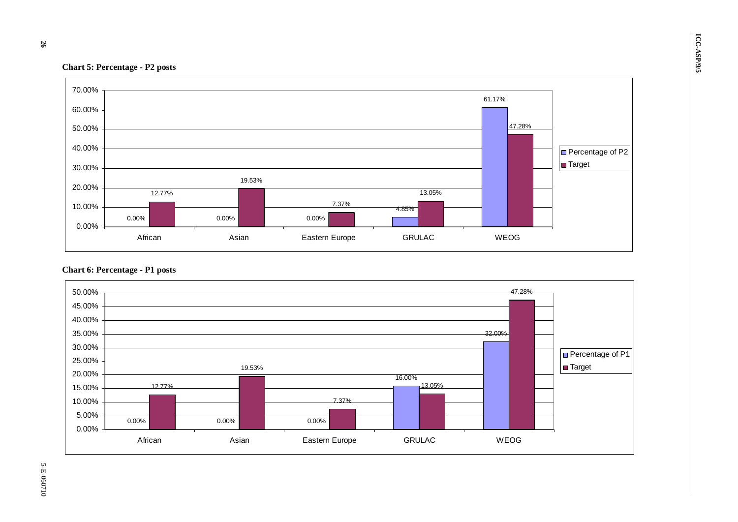**Chart 5: Percentage - P2 posts**

| | Percentage of P2 | Target |
|---|---|---|
| African | 0.00% | 12.77% |
| Asian | 0.00% | 19.53% |
| Eastern Europe | 0.00% | 7.37% |
| GRULAC | 4.85% | 13.05% |
| WEOG | 61.17% | 47.28% |

**Chart 6: Percentage - P1 posts**

| | Percentage of P1 | Target |
|---|---|---|
| African | 0.00% | 12.77% |
| Asian | 0.00% | 19.53% |
| Eastern Europe | 0.00% | 7.37% |
| GRULAC | 16.00% | 13.05% |
| WEOG | 32.00% | 47.28% |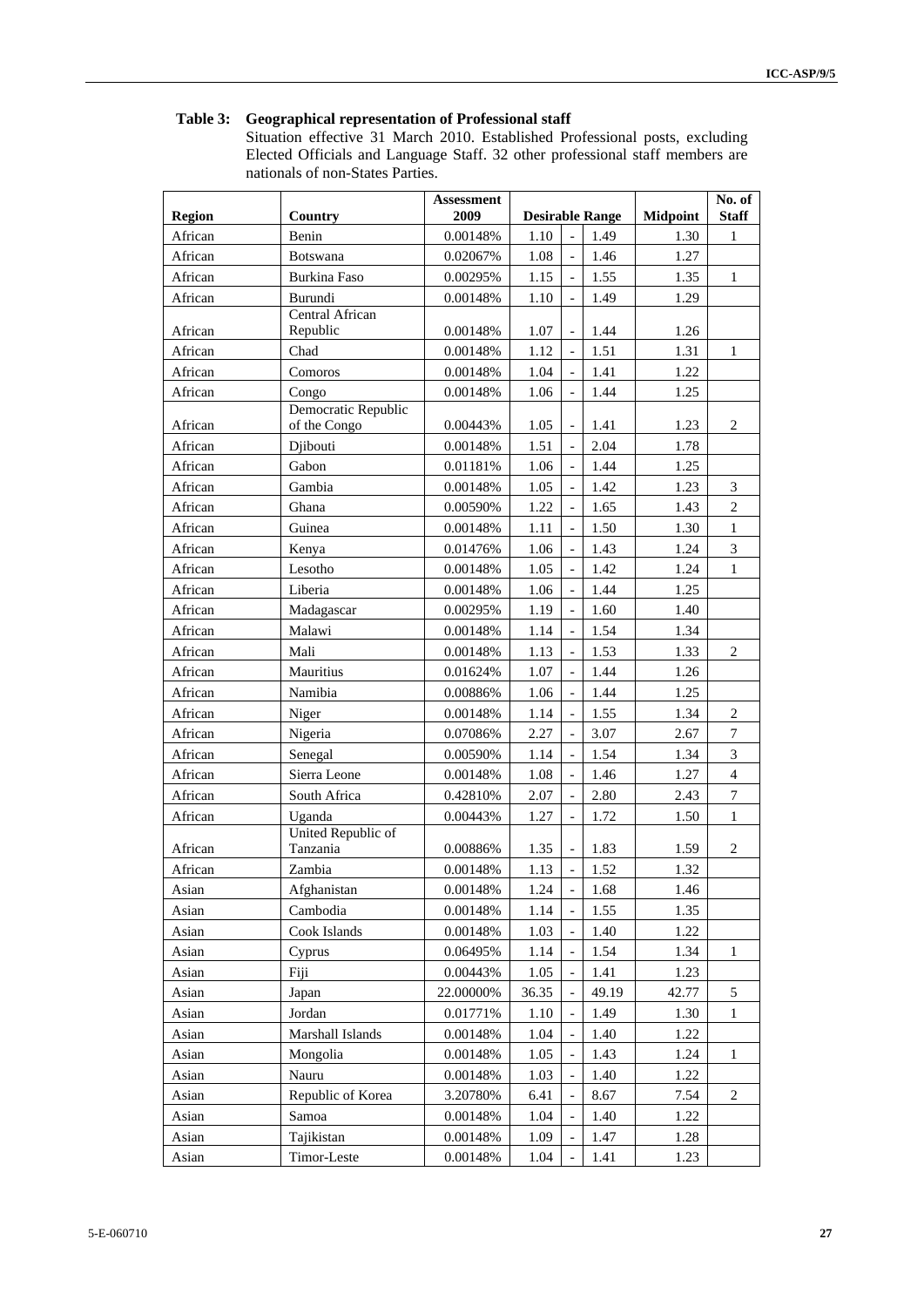**Table 3: Geographical representation of Professional staff**

Situation effective 31 March 2010. Established Professional posts, excluding Elected Officials and Language Staff. 32 other professional staff members are nationals of non-States Parties.

| Region | Country | Assessment 2009 | Desirable Range | | | Midpoint | No. of Staff |
|---|---|---|---|---|---|---|---|
| African | Benin | 0.00148% | 1.10 | - | 1.49 | 1.30 | 1 |
| African | Botswana | 0.02067% | 1.08 | - | 1.46 | 1.27 | |
| African | Burkina Faso | 0.00295% | 1.15 | - | 1.55 | 1.35 | 1 |
| African | Burundi | 0.00148% | 1.10 | - | 1.49 | 1.29 | |
| African | Central African Republic | 0.00148% | 1.07 | - | 1.44 | 1.26 | |
| African | Chad | 0.00148% | 1.12 | - | 1.51 | 1.31 | 1 |
| African | Comoros | 0.00148% | 1.04 | - | 1.41 | 1.22 | |
| African | Congo | 0.00148% | 1.06 | - | 1.44 | 1.25 | |
| African | Democratic Republic of the Congo | 0.00443% | 1.05 | - | 1.41 | 1.23 | 2 |
| African | Djibouti | 0.00148% | 1.51 | - | 2.04 | 1.78 | |
| African | Gabon | 0.01181% | 1.06 | - | 1.44 | 1.25 | |
| African | Gambia | 0.00148% | 1.05 | - | 1.42 | 1.23 | 3 |
| African | Ghana | 0.00590% | 1.22 | - | 1.65 | 1.43 | 2 |
| African | Guinea | 0.00148% | 1.11 | - | 1.50 | 1.30 | 1 |
| African | Kenya | 0.01476% | 1.06 | - | 1.43 | 1.24 | 3 |
| African | Lesotho | 0.00148% | 1.05 | - | 1.42 | 1.24 | 1 |
| African | Liberia | 0.00148% | 1.06 | - | 1.44 | 1.25 | |
| African | Madagascar | 0.00295% | 1.19 | - | 1.60 | 1.40 | |
| African | Malawi | 0.00148% | 1.14 | - | 1.54 | 1.34 | |
| African | Mali | 0.00148% | 1.13 | - | 1.53 | 1.33 | 2 |
| African | Mauritius | 0.01624% | 1.07 | - | 1.44 | 1.26 | |
| African | Namibia | 0.00886% | 1.06 | - | 1.44 | 1.25 | |
| African | Niger | 0.00148% | 1.14 | - | 1.55 | 1.34 | 2 |
| African | Nigeria | 0.07086% | 2.27 | - | 3.07 | 2.67 | 7 |
| African | Senegal | 0.00590% | 1.14 | - | 1.54 | 1.34 | 3 |
| African | Sierra Leone | 0.00148% | 1.08 | - | 1.46 | 1.27 | 4 |
| African | South Africa | 0.42810% | 2.07 | - | 2.80 | 2.43 | 7 |
| African | Uganda | 0.00443% | 1.27 | - | 1.72 | 1.50 | 1 |
| African | United Republic of Tanzania | 0.00886% | 1.35 | - | 1.83 | 1.59 | 2 |
| African | Zambia | 0.00148% | 1.13 | - | 1.52 | 1.32 | |
| Asian | Afghanistan | 0.00148% | 1.24 | - | 1.68 | 1.46 | |
| Asian | Cambodia | 0.00148% | 1.14 | - | 1.55 | 1.35 | |
| Asian | Cook Islands | 0.00148% | 1.03 | - | 1.40 | 1.22 | |
| Asian | Cyprus | 0.06495% | 1.14 | - | 1.54 | 1.34 | 1 |
| Asian | Fiji | 0.00443% | 1.05 | - | 1.41 | 1.23 | |
| Asian | Japan | 22.00000% | 36.35 | - | 49.19 | 42.77 | 5 |
| Asian | Jordan | 0.01771% | 1.10 | - | 1.49 | 1.30 | 1 |
| Asian | Marshall Islands | 0.00148% | 1.04 | - | 1.40 | 1.22 | |
| Asian | Mongolia | 0.00148% | 1.05 | - | 1.43 | 1.24 | 1 |
| Asian | Nauru | 0.00148% | 1.03 | - | 1.40 | 1.22 | |
| Asian | Republic of Korea | 3.20780% | 6.41 | - | 8.67 | 7.54 | 2 |
| Asian | Samoa | 0.00148% | 1.04 | - | 1.40 | 1.22 | |
| Asian | Tajikistan | 0.00148% | 1.09 | - | 1.47 | 1.28 | |
| Asian | Timor-Leste | 0.00148% | 1.04 | - | 1.41 | 1.23 | |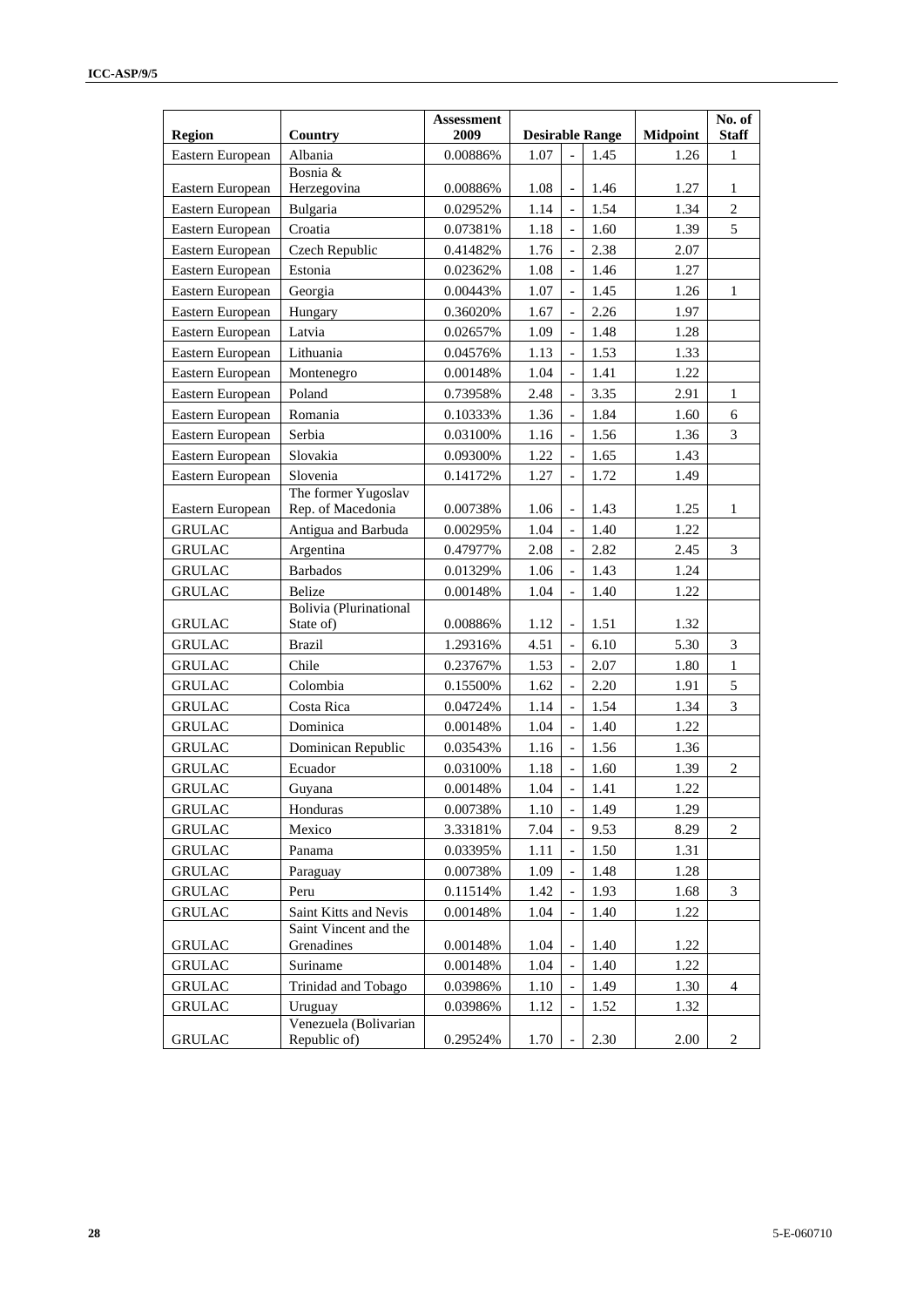| Region | Country | Assessment 2009 | Desirable Range | | | Midpoint | No. of Staff |
|---|---|---|---|---|---|---|---|
| Eastern European | Albania | 0.00886% | 1.07 | - | 1.45 | 1.26 | 1 |
| Eastern European | Bosnia & Herzegovina | 0.00886% | 1.08 | - | 1.46 | 1.27 | 1 |
| Eastern European | Bulgaria | 0.02952% | 1.14 | - | 1.54 | 1.34 | 2 |
| Eastern European | Croatia | 0.07381% | 1.18 | - | 1.60 | 1.39 | 5 |
| Eastern European | Czech Republic | 0.41482% | 1.76 | - | 2.38 | 2.07 | |
| Eastern European | Estonia | 0.02362% | 1.08 | - | 1.46 | 1.27 | |
| Eastern European | Georgia | 0.00443% | 1.07 | - | 1.45 | 1.26 | 1 |
| Eastern European | Hungary | 0.36020% | 1.67 | - | 2.26 | 1.97 | |
| Eastern European | Latvia | 0.02657% | 1.09 | - | 1.48 | 1.28 | |
| Eastern European | Lithuania | 0.04576% | 1.13 | - | 1.53 | 1.33 | |
| Eastern European | Montenegro | 0.00148% | 1.04 | - | 1.41 | 1.22 | |
| Eastern European | Poland | 0.73958% | 2.48 | - | 3.35 | 2.91 | 1 |
| Eastern European | Romania | 0.10333% | 1.36 | - | 1.84 | 1.60 | 6 |
| Eastern European | Serbia | 0.03100% | 1.16 | - | 1.56 | 1.36 | 3 |
| Eastern European | Slovakia | 0.09300% | 1.22 | - | 1.65 | 1.43 | |
| Eastern European | Slovenia | 0.14172% | 1.27 | - | 1.72 | 1.49 | |
| Eastern European | The former Yugoslav Rep. of Macedonia | 0.00738% | 1.06 | - | 1.43 | 1.25 | 1 |
| GRULAC | Antigua and Barbuda | 0.00295% | 1.04 | - | 1.40 | 1.22 | |
| GRULAC | Argentina | 0.47977% | 2.08 | - | 2.82 | 2.45 | 3 |
| GRULAC | Barbados | 0.01329% | 1.06 | - | 1.43 | 1.24 | |
| GRULAC | Belize | 0.00148% | 1.04 | - | 1.40 | 1.22 | |
| GRULAC | Bolivia (Plurinational State of) | 0.00886% | 1.12 | - | 1.51 | 1.32 | |
| GRULAC | Brazil | 1.29316% | 4.51 | - | 6.10 | 5.30 | 3 |
| GRULAC | Chile | 0.23767% | 1.53 | - | 2.07 | 1.80 | 1 |
| GRULAC | Colombia | 0.15500% | 1.62 | - | 2.20 | 1.91 | 5 |
| GRULAC | Costa Rica | 0.04724% | 1.14 | - | 1.54 | 1.34 | 3 |
| GRULAC | Dominica | 0.00148% | 1.04 | - | 1.40 | 1.22 | |
| GRULAC | Dominican Republic | 0.03543% | 1.16 | - | 1.56 | 1.36 | |
| GRULAC | Ecuador | 0.03100% | 1.18 | - | 1.60 | 1.39 | 2 |
| GRULAC | Guyana | 0.00148% | 1.04 | - | 1.41 | 1.22 | |
| GRULAC | Honduras | 0.00738% | 1.10 | - | 1.49 | 1.29 | |
| GRULAC | Mexico | 3.33181% | 7.04 | - | 9.53 | 8.29 | 2 |
| GRULAC | Panama | 0.03395% | 1.11 | - | 1.50 | 1.31 | |
| GRULAC | Paraguay | 0.00738% | 1.09 | - | 1.48 | 1.28 | |
| GRULAC | Peru | 0.11514% | 1.42 | - | 1.93 | 1.68 | 3 |
| GRULAC | Saint Kitts and Nevis | 0.00148% | 1.04 | - | 1.40 | 1.22 | |
| GRULAC | Saint Vincent and the Grenadines | 0.00148% | 1.04 | - | 1.40 | 1.22 | |
| GRULAC | Suriname | 0.00148% | 1.04 | - | 1.40 | 1.22 | |
| GRULAC | Trinidad and Tobago | 0.03986% | 1.10 | - | 1.49 | 1.30 | 4 |
| GRULAC | Uruguay | 0.03986% | 1.12 | - | 1.52 | 1.32 | |
| GRULAC | Venezuela (Bolivarian Republic of) | 0.29524% | 1.70 | - | 2.30 | 2.00 | 2 |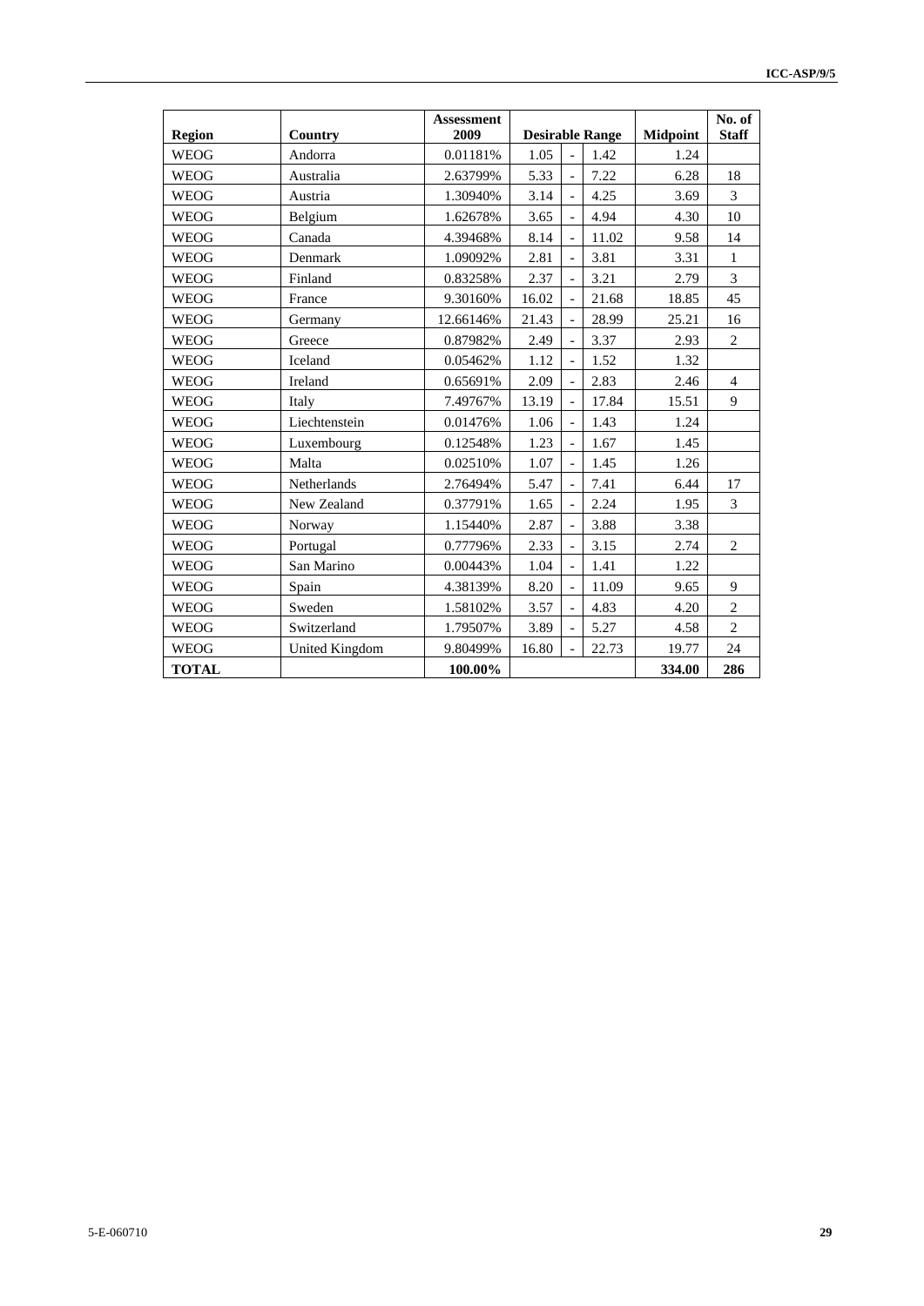| Region | Country | Assessment 2009 | Desirable Range | | | Midpoint | No. of Staff |
|---|---|---|---|---|---|---|---|
| WEOG | Andorra | 0.01181% | 1.05 | - | 1.42 | 1.24 | |
| WEOG | Australia | 2.63799% | 5.33 | - | 7.22 | 6.28 | 18 |
| WEOG | Austria | 1.30940% | 3.14 | - | 4.25 | 3.69 | 3 |
| WEOG | Belgium | 1.62678% | 3.65 | - | 4.94 | 4.30 | 10 |
| WEOG | Canada | 4.39468% | 8.14 | - | 11.02 | 9.58 | 14 |
| WEOG | Denmark | 1.09092% | 2.81 | - | 3.81 | 3.31 | 1 |
| WEOG | Finland | 0.83258% | 2.37 | - | 3.21 | 2.79 | 3 |
| WEOG | France | 9.30160% | 16.02 | - | 21.68 | 18.85 | 45 |
| WEOG | Germany | 12.66146% | 21.43 | - | 28.99 | 25.21 | 16 |
| WEOG | Greece | 0.87982% | 2.49 | - | 3.37 | 2.93 | 2 |
| WEOG | Iceland | 0.05462% | 1.12 | - | 1.52 | 1.32 | |
| WEOG | Ireland | 0.65691% | 2.09 | - | 2.83 | 2.46 | 4 |
| WEOG | Italy | 7.49767% | 13.19 | - | 17.84 | 15.51 | 9 |
| WEOG | Liechtenstein | 0.01476% | 1.06 | - | 1.43 | 1.24 | |
| WEOG | Luxembourg | 0.12548% | 1.23 | - | 1.67 | 1.45 | |
| WEOG | Malta | 0.02510% | 1.07 | - | 1.45 | 1.26 | |
| WEOG | Netherlands | 2.76494% | 5.47 | - | 7.41 | 6.44 | 17 |
| WEOG | New Zealand | 0.37791% | 1.65 | - | 2.24 | 1.95 | 3 |
| WEOG | Norway | 1.15440% | 2.87 | - | 3.88 | 3.38 | |
| WEOG | Portugal | 0.77796% | 2.33 | - | 3.15 | 2.74 | 2 |
| WEOG | San Marino | 0.00443% | 1.04 | - | 1.41 | 1.22 | |
| WEOG | Spain | 4.38139% | 8.20 | - | 11.09 | 9.65 | 9 |
| WEOG | Sweden | 1.58102% | 3.57 | - | 4.83 | 4.20 | 2 |
| WEOG | Switzerland | 1.79507% | 3.89 | - | 5.27 | 4.58 | 2 |
| WEOG | United Kingdom | 9.80499% | 16.80 | - | 22.73 | 19.77 | 24 |
| **TOTAL** | | **100.00%** | | | | **334.00** | **286** |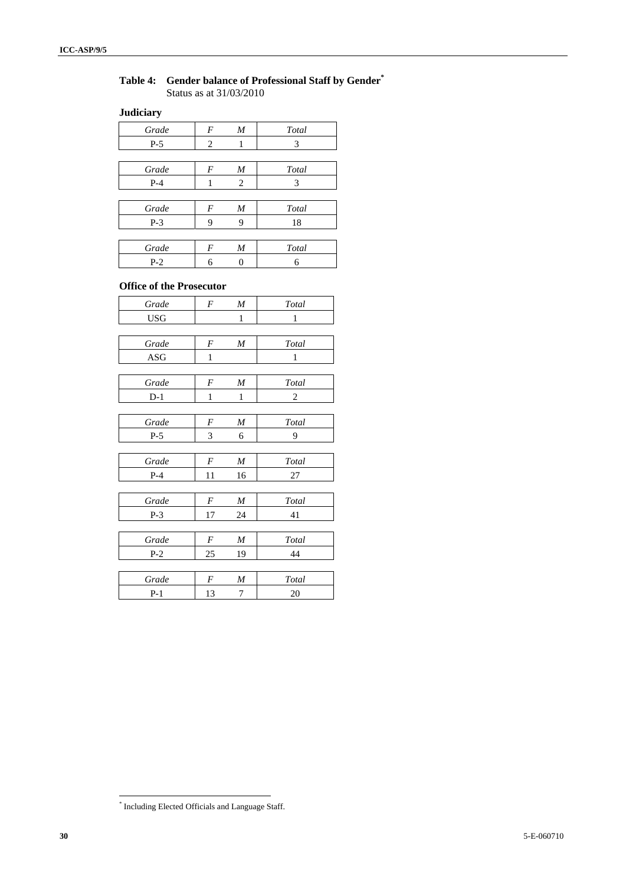**Table 4: Gender balance of Professional Staff by Gender[*]**
Status as at 31/03/2010

**Judiciary**

| *Grade* | *F* | *M* | *Total* |
|---|---|---|---|
| P-5 | 2 | 1 | 3 |

| *Grade* | *F* | *M* | *Total* |
|---|---|---|---|
| P-4 | 1 | 2 | 3 |

| *Grade* | *F* | *M* | *Total* |
|---|---|---|---|
| P-3 | 9 | 9 | 18 |

| *Grade* | *F* | *M* | *Total* |
|---|---|---|---|
| P-2 | 6 | 0 | 6 |

**Office of the Prosecutor**

| *Grade* | *F* | *M* | *Total* |
|---|---|---|---|
| USG | | 1 | 1 |

| *Grade* | *F* | *M* | *Total* |
|---|---|---|---|
| ASG | 1 | | 1 |

| *Grade* | *F* | *M* | *Total* |
|---|---|---|---|
| D-1 | 1 | 1 | 2 |

| *Grade* | *F* | *M* | *Total* |
|---|---|---|---|
| P-5 | 3 | 6 | 9 |

| *Grade* | *F* | *M* | *Total* |
|---|---|---|---|
| P-4 | 11 | 16 | 27 |

| *Grade* | *F* | *M* | *Total* |
|---|---|---|---|
| P-3 | 17 | 24 | 41 |

| *Grade* | *F* | *M* | *Total* |
|---|---|---|---|
| P-2 | 25 | 19 | 44 |

| *Grade* | *F* | *M* | *Total* |
|---|---|---|---|
| P-1 | 13 | 7 | 20 |

[*] Including Elected Officials and Language Staff.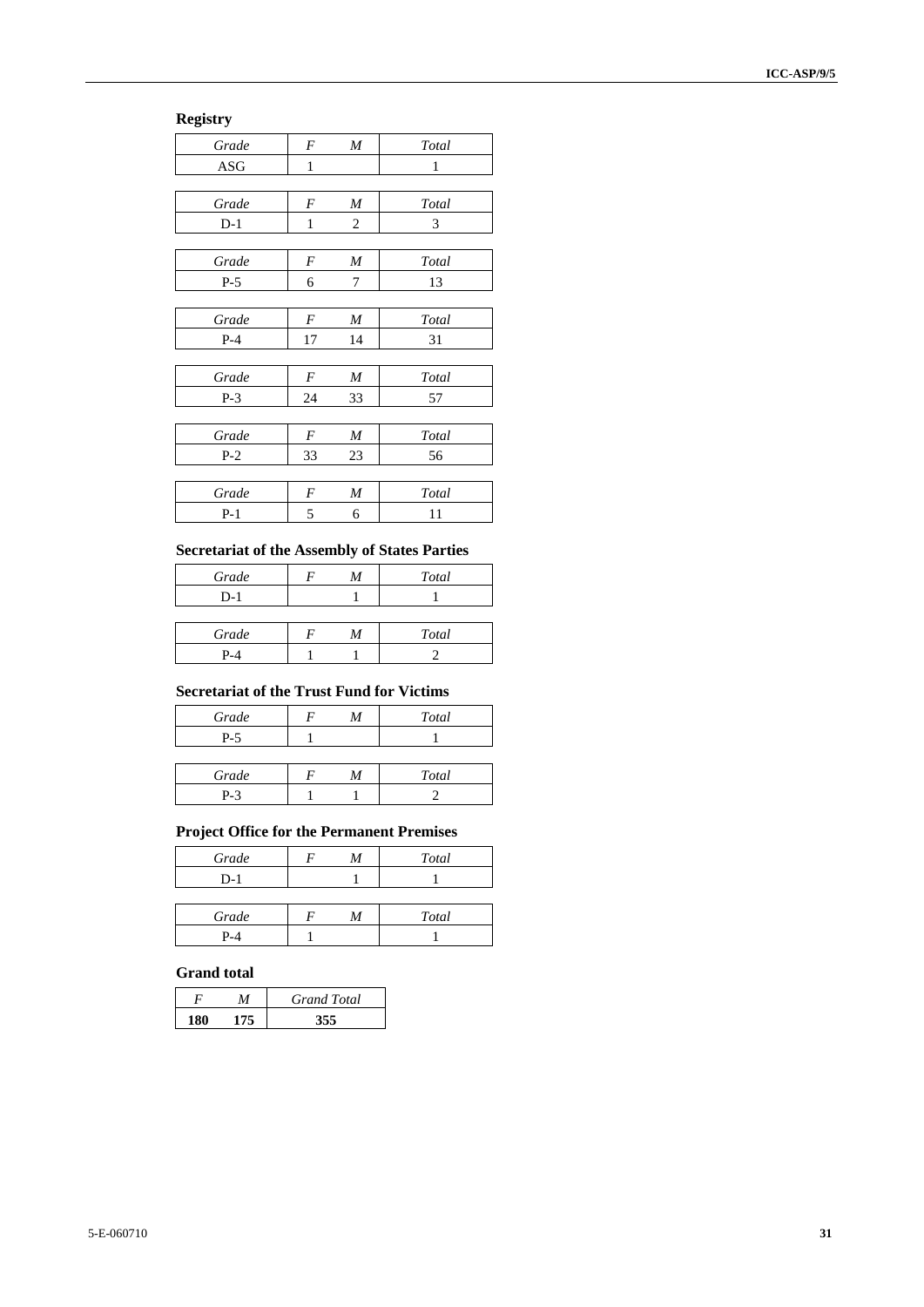**Registry**

| *Grade* | *F* | *M* | *Total* |
|---|---|---|---|
| ASG | 1 | | 1 |

| *Grade* | *F* | *M* | *Total* |
|---|---|---|---|
| D-1 | 1 | 2 | 3 |

| *Grade* | *F* | *M* | *Total* |
|---|---|---|---|
| P-5 | 6 | 7 | 13 |

| *Grade* | *F* | *M* | *Total* |
|---|---|---|---|
| P-4 | 17 | 14 | 31 |

| *Grade* | *F* | *M* | *Total* |
|---|---|---|---|
| P-3 | 24 | 33 | 57 |

| *Grade* | *F* | *M* | *Total* |
|---|---|---|---|
| P-2 | 33 | 23 | 56 |

| *Grade* | *F* | *M* | *Total* |
|---|---|---|---|
| P-1 | 5 | 6 | 11 |

**Secretariat of the Assembly of States Parties**

| *Grade* | *F* | *M* | *Total* |
|---|---|---|---|
| D-1 | | 1 | 1 |

| *Grade* | *F* | *M* | *Total* |
|---|---|---|---|
| P-4 | 1 | 1 | 2 |

**Secretariat of the Trust Fund for Victims**

| *Grade* | *F* | *M* | *Total* |
|---|---|---|---|
| P-5 | 1 | | 1 |

| *Grade* | *F* | *M* | *Total* |
|---|---|---|---|
| P-3 | 1 | 1 | 2 |

**Project Office for the Permanent Premises**

| *Grade* | *F* | *M* | *Total* |
|---|---|---|---|
| D-1 | | 1 | 1 |

| *Grade* | *F* | *M* | *Total* |
|---|---|---|---|
| P-4 | 1 | | 1 |

**Grand total**

| *F* | *M* | *Grand Total* |
|---|---|---|
| **180** | **175** | **355** |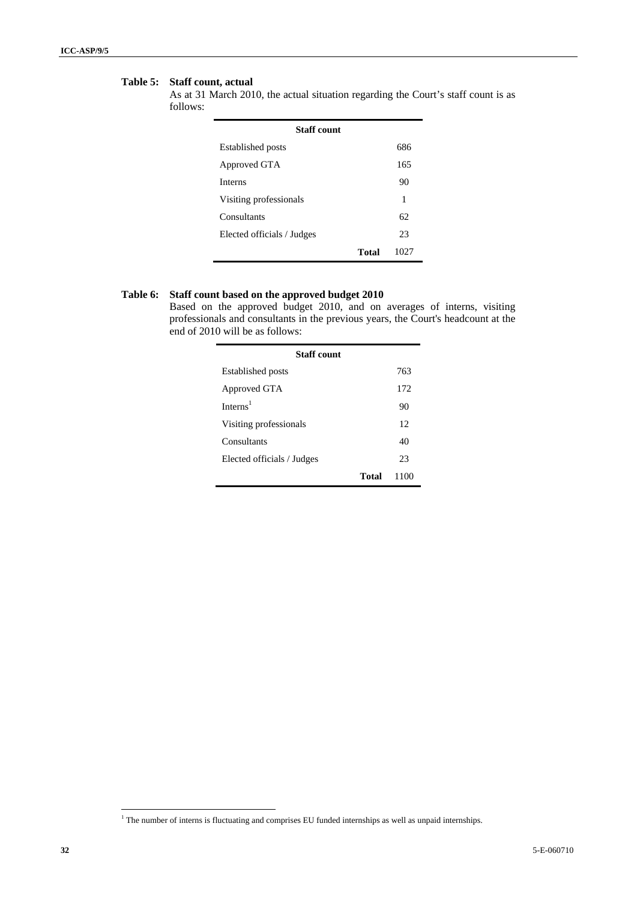**Table 5: Staff count, actual**

As at 31 March 2010, the actual situation regarding the Court's staff count is as follows:

| Staff count | | |
|---|---|---|
| Established posts | | 686 |
| Approved GTA | | 165 |
| Interns | | 90 |
| Visiting professionals | | 1 |
| Consultants | | 62 |
| Elected officials / Judges | | 23 |
| | **Total** | 1027 |

**Table 6: Staff count based on the approved budget 2010**

Based on the approved budget 2010, and on averages of interns, visiting professionals and consultants in the previous years, the Court's headcount at the end of 2010 will be as follows:

| Staff count | | |
|---|---|---|
| Established posts | | 763 |
| Approved GTA | | 172 |
| Interns[1] | | 90 |
| Visiting professionals | | 12 |
| Consultants | | 40 |
| Elected officials / Judges | | 23 |
| | **Total** | 1100 |

[1] The number of interns is fluctuating and comprises EU funded internships as well as unpaid internships.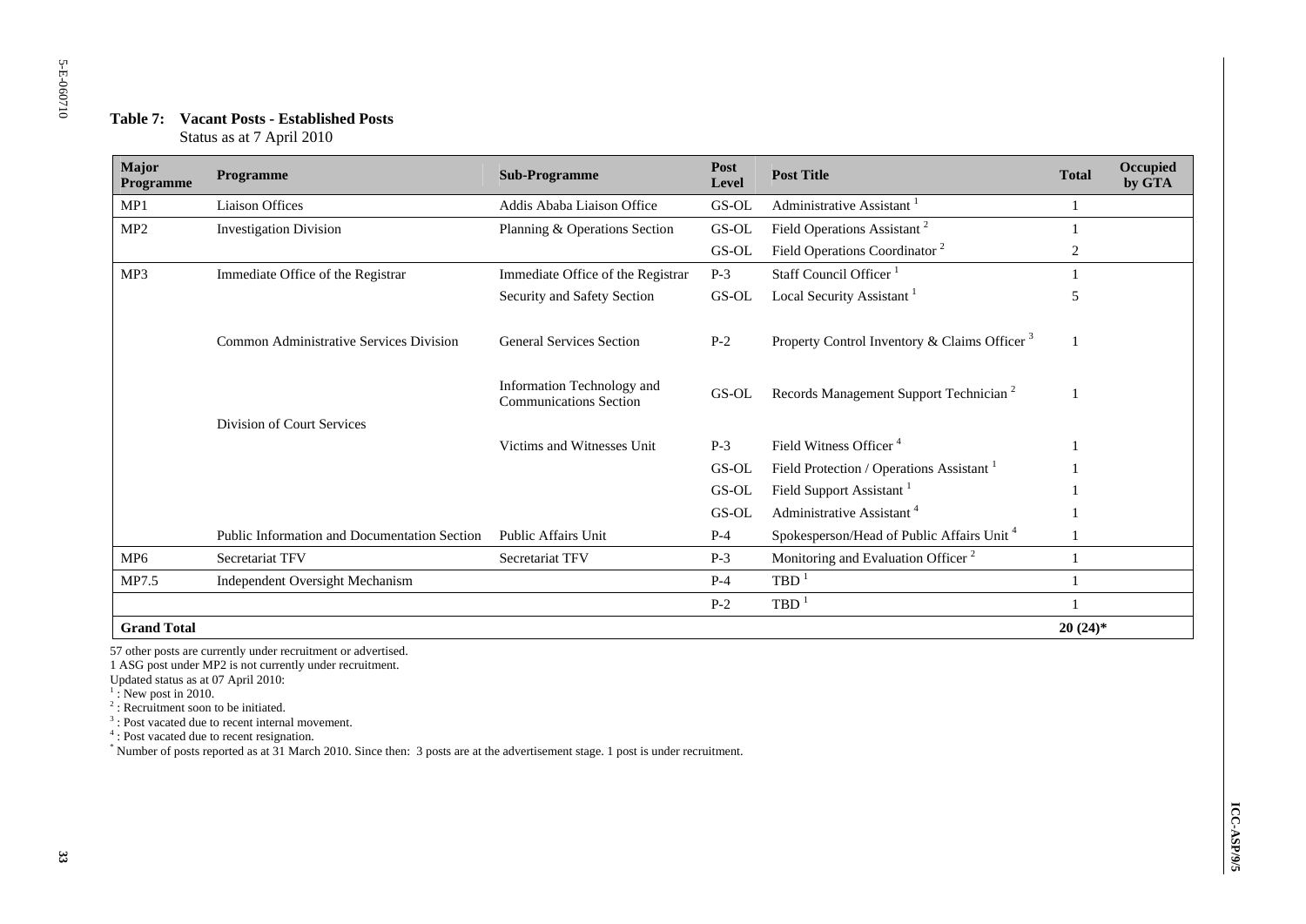**Table 7: Vacant Posts - Established Posts**
Status as at 7 April 2010

| Major Programme | Programme | Sub-Programme | Post Level | Post Title | Total | Occupied by GTA |
|---|---|---|---|---|---|---|
| MP1 | Liaison Offices | Addis Ababa Liaison Office | GS-OL | Administrative Assistant [1] | 1 | |
| MP2 | Investigation Division | Planning & Operations Section | GS-OL | Field Operations Assistant [2] | 1 | |
| | | | GS-OL | Field Operations Coordinator [2] | 2 | |
| MP3 | Immediate Office of the Registrar | Immediate Office of the Registrar | P-3 | Staff Council Officer [1] | 1 | |
| | | Security and Safety Section | GS-OL | Local Security Assistant [1] | 5 | |
| | Common Administrative Services Division | General Services Section | P-2 | Property Control Inventory & Claims Officer [3] | 1 | |
| | | Information Technology and Communications Section | GS-OL | Records Management Support Technician [2] | 1 | |
| | Division of Court Services | | | | | |
| | | Victims and Witnesses Unit | P-3 | Field Witness Officer [4] | 1 | |
| | | | GS-OL | Field Protection / Operations Assistant [1] | 1 | |
| | | | GS-OL | Field Support Assistant [1] | 1 | |
| | | | GS-OL | Administrative Assistant [4] | 1 | |
| | Public Information and Documentation Section | Public Affairs Unit | P-4 | Spokesperson/Head of Public Affairs Unit [4] | 1 | |
| MP6 | Secretariat TFV | Secretariat TFV | P-3 | Monitoring and Evaluation Officer [2] | 1 | |
| MP7.5 | Independent Oversight Mechanism | | P-4 | TBD [1] | 1 | |
| | | | P-2 | TBD [1] | 1 | |
| **Grand Total** | | | | | **20 (24)*** | |

57 other posts are currently under recruitment or advertised.
1 ASG post under MP2 is not currently under recruitment.
Updated status as at 07 April 2010:
[1] : New post in 2010.
[2] : Recruitment soon to be initiated.
[3] : Post vacated due to recent internal movement.
[4] : Post vacated due to recent resignation.
* Number of posts reported as at 31 March 2010. Since then: 3 posts are at the advertisement stage. 1 post is under recruitment.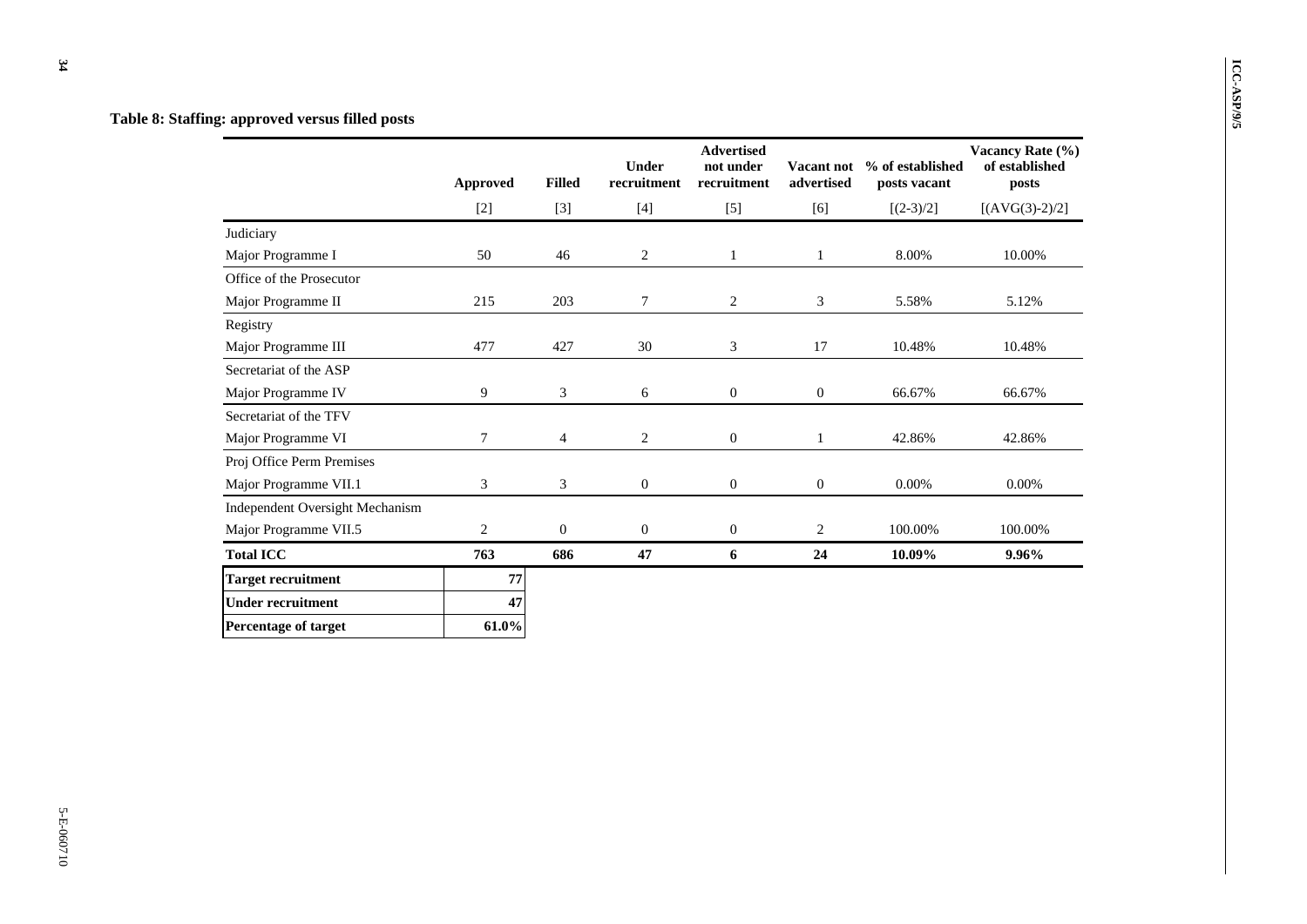**Table 8: Staffing: approved versus filled posts**

| | Approved | Filled | Under recruitment | Advertised not under recruitment | Vacant not advertised | % of established posts vacant | Vacancy Rate (%) of established posts |
|---|---|---|---|---|---|---|---|
| | [2] | [3] | [4] | [5] | [6] | [(2-3)/2] | [(AVG(3)-2)/2] |
| Judiciary | | | | | | | |
| Major Programme I | 50 | 46 | 2 | 1 | 1 | 8.00% | 10.00% |
| Office of the Prosecutor | | | | | | | |
| Major Programme II | 215 | 203 | 7 | 2 | 3 | 5.58% | 5.12% |
| Registry | | | | | | | |
| Major Programme III | 477 | 427 | 30 | 3 | 17 | 10.48% | 10.48% |
| Secretariat of the ASP | | | | | | | |
| Major Programme IV | 9 | 3 | 6 | 0 | 0 | 66.67% | 66.67% |
| Secretariat of the TFV | | | | | | | |
| Major Programme VI | 7 | 4 | 2 | 0 | 1 | 42.86% | 42.86% |
| Proj Office Perm Premises | | | | | | | |
| Major Programme VII.1 | 3 | 3 | 0 | 0 | 0 | 0.00% | 0.00% |
| Independent Oversight Mechanism | | | | | | | |
| Major Programme VII.5 | 2 | 0 | 0 | 0 | 2 | 100.00% | 100.00% |
| **Total ICC** | **763** | **686** | **47** | **6** | **24** | **10.09%** | **9.96%** |

| | |
|---|---|
| **Target recruitment** | **77** |
| **Under recruitment** | **47** |
| **Percentage of target** | **61.0%** |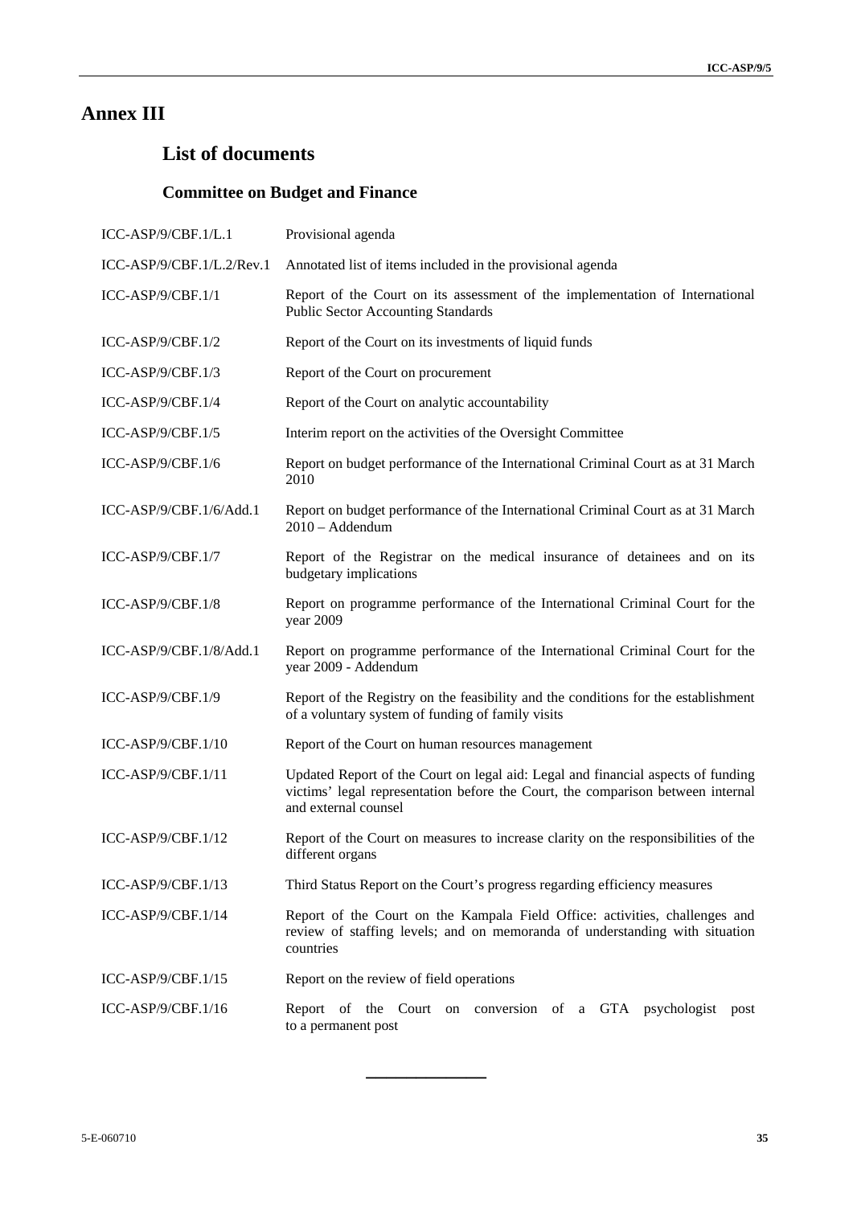# Annex III

## List of documents

### Committee on Budget and Finance

| | |
|---|---|
| ICC-ASP/9/CBF.1/L.1 | Provisional agenda |
| ICC-ASP/9/CBF.1/L.2/Rev.1 | Annotated list of items included in the provisional agenda |
| ICC-ASP/9/CBF.1/1 | Report of the Court on its assessment of the implementation of International Public Sector Accounting Standards |
| ICC-ASP/9/CBF.1/2 | Report of the Court on its investments of liquid funds |
| ICC-ASP/9/CBF.1/3 | Report of the Court on procurement |
| ICC-ASP/9/CBF.1/4 | Report of the Court on analytic accountability |
| ICC-ASP/9/CBF.1/5 | Interim report on the activities of the Oversight Committee |
| ICC-ASP/9/CBF.1/6 | Report on budget performance of the International Criminal Court as at 31 March 2010 |
| ICC-ASP/9/CBF.1/6/Add.1 | Report on budget performance of the International Criminal Court as at 31 March 2010 – Addendum |
| ICC-ASP/9/CBF.1/7 | Report of the Registrar on the medical insurance of detainees and on its budgetary implications |
| ICC-ASP/9/CBF.1/8 | Report on programme performance of the International Criminal Court for the year 2009 |
| ICC-ASP/9/CBF.1/8/Add.1 | Report on programme performance of the International Criminal Court for the year 2009 - Addendum |
| ICC-ASP/9/CBF.1/9 | Report of the Registry on the feasibility and the conditions for the establishment of a voluntary system of funding of family visits |
| ICC-ASP/9/CBF.1/10 | Report of the Court on human resources management |
| ICC-ASP/9/CBF.1/11 | Updated Report of the Court on legal aid: Legal and financial aspects of funding victims' legal representation before the Court, the comparison between internal and external counsel |
| ICC-ASP/9/CBF.1/12 | Report of the Court on measures to increase clarity on the responsibilities of the different organs |
| ICC-ASP/9/CBF.1/13 | Third Status Report on the Court's progress regarding efficiency measures |
| ICC-ASP/9/CBF.1/14 | Report of the Court on the Kampala Field Office: activities, challenges and review of staffing levels; and on memoranda of understanding with situation countries |
| ICC-ASP/9/CBF.1/15 | Report on the review of field operations |
| ICC-ASP/9/CBF.1/16 | Report of the Court on conversion of a GTA psychologist post to a permanent post |